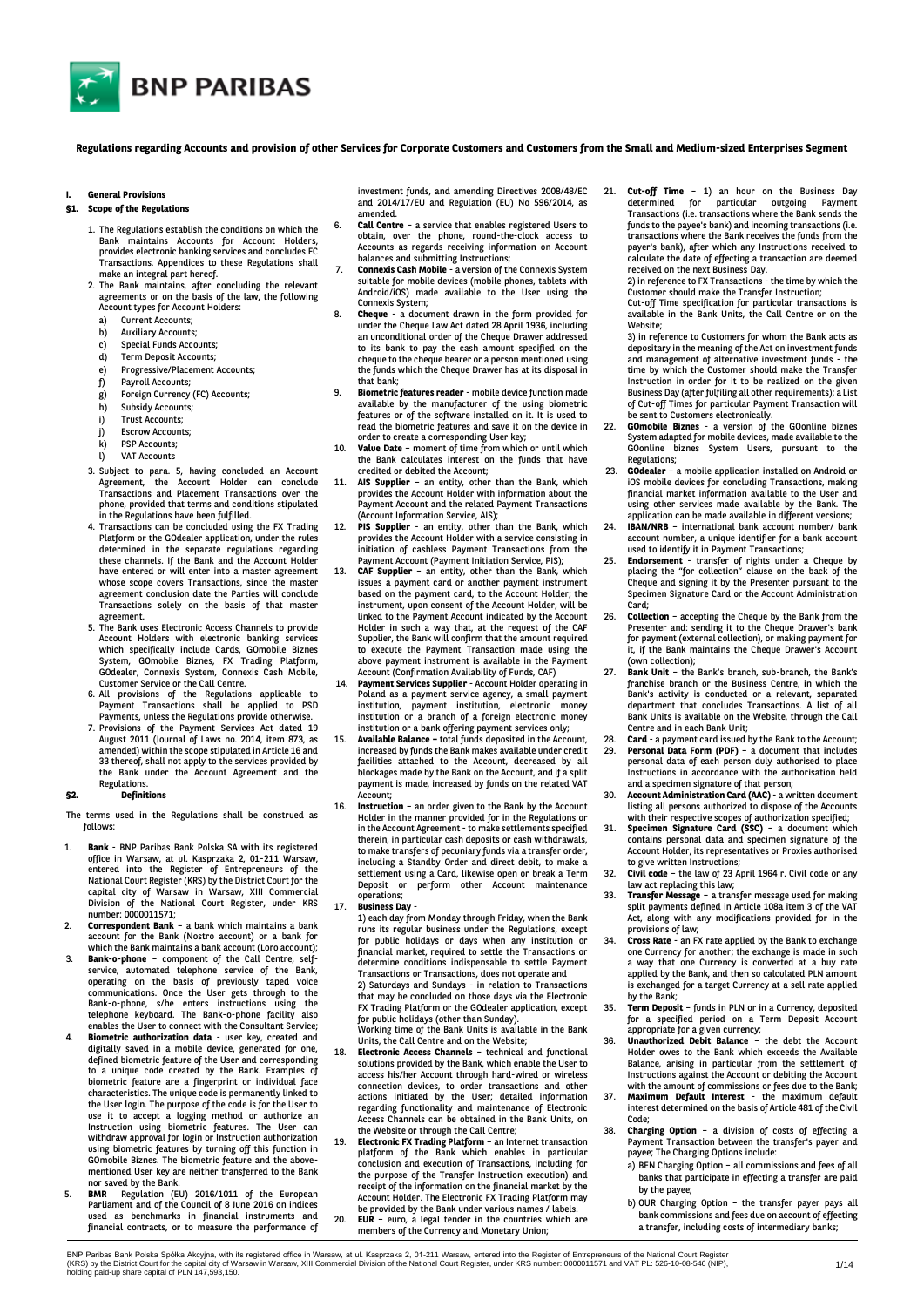**Regulations regarding Accounts and provision of other Services for Corporate Customers and Customers from the Small and Medium-sized Enterprises Segment**

# I. General Provisions

## §1. Scope of the Regulations

1. The Regulations establish the conditions on which the Bank maintains Accounts for Account Holders, provides electronic banking services and concludes FC Transactions. Appendices to these Regulations shall make an integral part hereof.
2. The Bank maintains, after concluding the relevant agreements or on the basis of the law, the following Account types for Account Holders:
   a) Current Accounts;
   b) Auxiliary Accounts;
   c) Special Funds Accounts;
   d) Term Deposit Accounts;
   e) Progressive/Placement Accounts;
   f) Payroll Accounts;
   g) Foreign Currency (FC) Accounts;
   h) Subsidy Accounts;
   i) Trust Accounts;
   j) Escrow Accounts;
   k) PSP Accounts;
   l) VAT Accounts
3. Subject to para. 5, having concluded an Account Agreement, the Account Holder can conclude Transactions and Placement Transactions over the phone, provided that terms and conditions stipulated in the Regulations have been fulfilled.
4. Transactions can be concluded using the FX Trading Platform or the GOdealer application, under the rules determined in the separate regulations regarding these channels. If the Bank and the Account Holder have entered or will enter into a master agreement whose scope covers Transactions, since the master agreement conclusion date the Parties will conclude Transactions solely on the basis of that master agreement.
5. The Bank uses Electronic Access Channels to provide Account Holders with electronic banking services which specifically include Cards, GOmobile Biznes System, GOmobile Biznes, FX Trading Platform, GOdealer, Connexis System, Connexis Cash Mobile, Customer Service or the Call Centre.
6. All provisions of the Regulations applicable to Payment Transactions shall be applied to PSD Payments, unless the Regulations provide otherwise.
7. Provisions of the Payment Services Act dated 19 August 2011 (Journal of Laws no. 2014, item 873, as amended) within the scope stipulated in Article 16 and 33 thereof, shall not apply to the services provided by the Bank under the Account Agreement and the Regulations.

## §2. Definitions

The terms used in the Regulations shall be construed as follows:

1. **Bank** - BNP Paribas Bank Polska SA with its registered office in Warsaw, at ul. Kasprzaka 2, 01-211 Warsaw, entered into the Register of Entrepreneurs of the National Court Register (KRS) by the District Court for the capital city of Warsaw in Warsaw, XIII Commercial Division of the National Court Register, under KRS number: 0000011571;
2. **Correspondent Bank** – a bank which maintains a bank account for the Bank (Nostro account) or a bank for which the Bank maintains a bank account (Loro account);
3. **Bank-o-phone** – component of the Call Centre, self-service, automated telephone service of the Bank, operating on the basis of previously taped voice communications. Once the User gets through to the Bank-o-phone, s/he enters instructions using the telephone keyboard. The Bank-o-phone facility also enables the User to connect with the Consultant Service;
4. **Biometric authorization data** - user key, created and digitally saved in a mobile device, generated for one, defined biometric feature of the User and corresponding to a unique code created by the Bank. Examples of biometric feature are a fingerprint or individual face characteristics. The unique code is permanently linked to the User login. The purpose of the code is for the User to use it to accept a logging method or authorize an Instruction using biometric features. The User can withdraw approval for login or Instruction authorization using biometric features by turning off this function in GOmobile Biznes. The biometric feature and the above-mentioned User key are neither transferred to the Bank nor saved by the Bank.
5. **BMR** Regulation (EU) 2016/1011 of the European Parliament and of the Council of 8 June 2016 on indices used as benchmarks in financial instruments and financial contracts, or to measure the performance of investment funds, and amending Directives 2008/48/EC and 2014/17/EU and Regulation (EU) No 596/2014, as amended.
6. **Call Centre** – a service that enables registered Users to obtain, over the phone, round-the-clock access to Accounts as regards receiving information on Account balances and submitting Instructions;
7. **Connexis Cash Mobile** - a version of the Connexis System suitable for mobile devices (mobile phones, tablets with Android/iOS) made available to the User using the Connexis System;
8. **Cheque** - a document drawn in the form provided for under the Cheque Law Act dated 28 April 1936, including an unconditional order of the Cheque Drawer addressed to its bank to pay the cash amount specified on the cheque to the cheque bearer or a person mentioned using the funds which the Cheque Drawer has at its disposal in that bank;
9. **Biometric features reader** - mobile device function made available by the manufacturer of the using biometric features or of the software installed on it. It is used to read the biometric features and save it on the device in order to create a corresponding User key;
10. **Value Date** – moment of time from which or until which the Bank calculates interest on the funds that have credited or debited the Account;
11. **AIS Supplier** – an entity, other than the Bank, which provides the Account Holder with information about the Payment Account and the related Payment Transactions (Account Information Service, AIS);
12. **PIS Supplier** - an entity, other than the Bank, which provides the Account Holder with a service consisting in initiation of cashless Payment Transactions from the Payment Account (Payment Initiation Service, PIS);
13. **CAF Supplier** – an entity, other than the Bank, which issues a payment card or another payment instrument based on the payment card, to the Account Holder; the instrument, upon consent of the Account Holder, will be linked to the Payment Account indicated by the Account Holder in such a way that, at the request of the CAF Supplier, the Bank will confirm that the amount required to execute the Payment Transaction made using the above payment instrument is available in the Payment Account (Confirmation Availability of Funds, CAF)
14. **Payment Services Supplier** - Account Holder operating in Poland as a payment service agency, a small payment institution, payment institution, electronic money institution or a branch of a foreign electronic money institution or a bank offering payment services only;
15. **Available Balance** – total funds deposited in the Account, increased by funds the Bank makes available under credit facilities attached to the Account, decreased by all blockages made by the Bank on the Account, and if a split payment is made, increased by funds on the related VAT Account;
16. **Instruction** – an order given to the Bank by the Account Holder in the manner provided for in the Regulations or in the Account Agreement - to make settlements specified therein, in particular cash deposits or cash withdrawals, to make transfers of pecuniary funds via a transfer order, including a Standby Order and direct debit, to make a settlement using a Card, likewise open or break a Term Deposit or perform other Account maintenance operations;
17. **Business Day** -
    1) each day from Monday through Friday, when the Bank runs its regular business under the Regulations, except for public holidays or days when any institution or financial market, required to settle the Payment Transactions or determine conditions indispensable to settle Payment Transactions or Transactions, does not operate and
    2) Saturdays and Sundays - in relation to Transactions that may be concluded on those days via the Electronic FX Trading Platform or the GOdealer application, except for public holidays (other than Sunday).
    Working time of the Bank Units is available in the Bank Units, the Call Centre and on the Website;
18. **Electronic Access Channels** – technical and functional solutions provided by the Bank, which enable the User to access his/her Account through hard-wired or wireless connection devices, to order transactions and other actions initiated by the User; detailed information regarding functionality and maintenance of Electronic Access Channels can be obtained in the Bank Units, on the Website or through the Call Centre;
19. **Electronic FX Trading Platform** – an Internet transaction platform of the Bank which enables in particular conclusion and execution of Transactions, including for the purpose of the Transfer Instruction execution) and receipt of the information on the financial market by the Account Holder. The Electronic FX Trading Platform may be provided by the Bank under various names / labels.
20. **EUR** – euro, a legal tender in the countries which are members of the Currency and Monetary Union;
21. **Cut-off Time** – 1) an hour on the Business Day determined for particular outgoing Payment Transactions (i.e. transactions where the Bank sends the funds to the payee's bank) and incoming transactions (i.e. transactions where the Bank receives the funds from the payer's bank), after which any Instructions received to calculate the date of effecting a transaction are deemed received on the next Business Day.
    2) in reference to FX Transactions - the time by which the Customer should make the Transfer Instruction;
    Cut-off Time specification for particular transactions is available in the Bank Units, the Call Centre or on the Website;
    3) in reference to Customers for whom the Bank acts as depositary in the meaning of the Act on investment funds and management of alternative investment funds - the time by which the Customer should make the Transfer Instruction in order for it to be realized on the given Business Day (after fulfiling all other requirements); a List of Cut-off Times for particular Payment Transaction will be sent to Customers electronically.
22. **GOmobile Biznes** - a version of the GOonline biznes System adapted for mobile devices, made available to the GOonline biznes System Users, pursuant to the Regulations;
23. **GOdealer** – a mobile application installed on Android or iOS mobile devices for concluding Transactions, making financial market information available to the User and using other services made available by the Bank. The application can be made available in different versions;
24. **IBAN/NRB** – international bank account number/ bank account number, a unique identifier for a bank account used to identify it in Payment Transactions;
25. **Endorsement** – transfer of rights under a Cheque by placing the "for collection" clause on the back of the Cheque and signing it by the Presenter pursuant to the Specimen Signature Card or the Account Administration Card;
26. **Collection** – accepting the Cheque by the Bank from the Presenter and: sending it to the Cheque Drawer's bank for payment (external collection), or making payment for it, if the Bank maintains the Cheque Drawer's Account (own collection);
27. **Bank Unit** – the Bank's branch, sub-branch, the Bank's franchise branch or the Business Centre, in which the Bank's activity is conducted or a relevant, separated department that concludes Transactions. A list of all Bank Units is available on the Website, through the Call Centre and in each Bank Unit;
28. **Card** - a payment card issued by the Bank to the Account;
29. **Personal Data Form (PDF)** – a document that includes personal data of each person duly authorised to place Instructions in accordance with the authorisation held and a specimen signature of that person;
30. **Account Administration Card (AAC)** - a written document listing all persons authorized to dispose of the Accounts with their respective scopes of authorization specified;
31. **Specimen Signature Card (SSC)** – a document which contains personal data and specimen signature of the Account Holder, its representatives or Proxies authorised to give written Instructions;
32. **Civil code** – the law of 23 April 1964 r. Civil code or any law act replacing this law;
33. **Transfer Message** – a transfer message used for making split payments defined in Article 108a item 3 of the VAT Act, along with any modifications provided for in the provisions of law;
34. **Cross Rate** - an FX rate applied by the Bank to exchange one Currency for another; the exchange is made in such a way that one Currency is converted at a buy rate applied by the Bank, and then so calculated PLN amount is exchanged for a target Currency at a sell rate applied by the Bank;
35. **Term Deposit** – funds in PLN or in a Currency, deposited for a specified period on a Term Deposit Account appropriate for a given currency;
36. **Unauthorized Debit Balance** – the debt the Account Holder owes to the Bank which exceeds the Available Balance, arising in particular from the settlement of Instructions against the Account or debiting the Account with the amount of commissions or fees due to the Bank;
37. **Maximum Default Interest** - the maximum default interest determined on the basis of Article 481 of the Civil Code;
38. **Charging Option** – a division of costs of effecting a Payment Transaction between the transfer's payer and payee; The Charging Options include:
    a) BEN Charging Option – all commissions and fees of all banks that participate in effecting a transfer are paid by the payee;
    b) OUR Charging Option – the transfer payer pays all bank commissions and fees due on account of effecting a transfer, including costs of intermediary banks;

BNP Paribas Bank Polska Spółka Akcyjna, with its registered office in Warsaw, at ul. Kasprzaka 2, 01-211 Warsaw, entered into the Register of Entrepreneurs of the National Court Register (KRS) by the District Court for the capital city of Warsaw in Warsaw, XIII Commercial Division of the National Court Register, under KRS number: 0000011571 and VAT PL: 526-10-08-546 (NIP), holding paid-up share capital of PLN 147,593,150.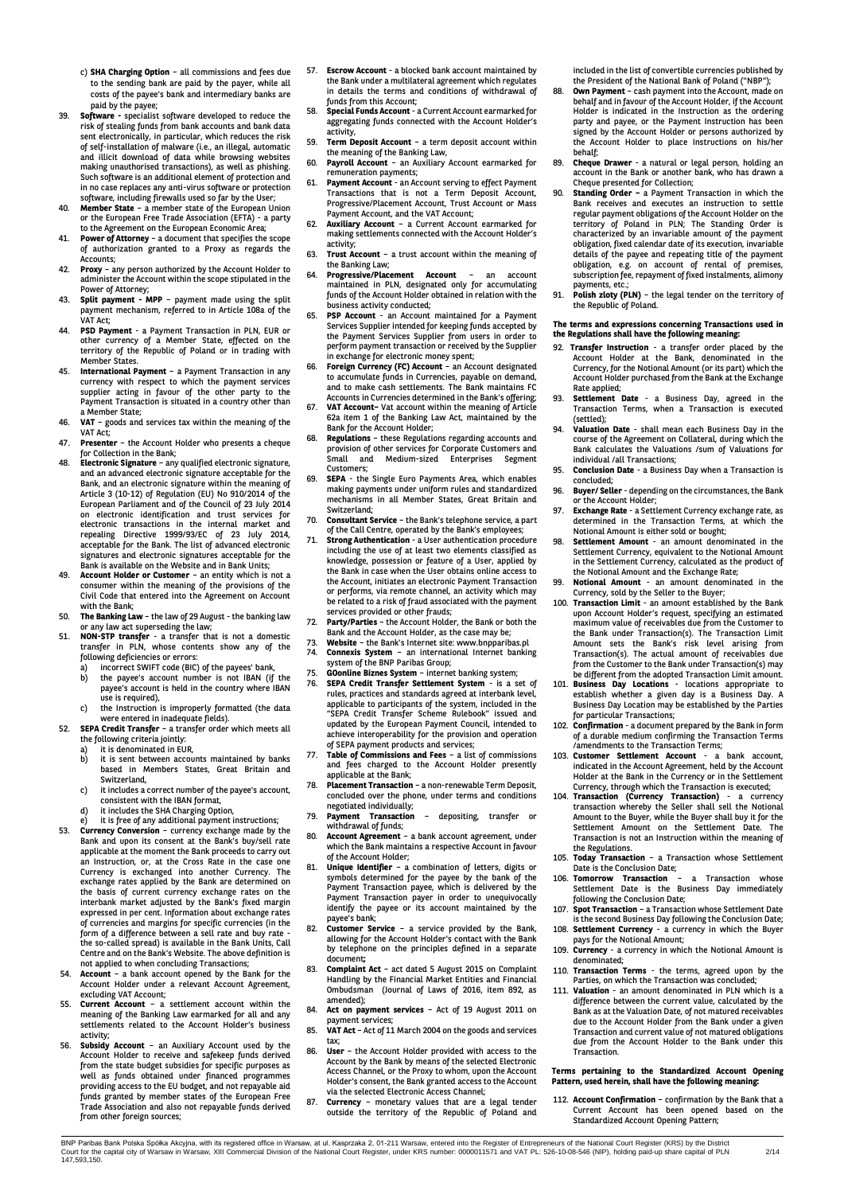c) **SHA Charging Option** – all commissions and fees due to the sending bank are paid by the payer, while all costs of the payee's bank and intermediary banks are paid by the payee;

39. **Software -** specialist software developed to reduce the risk of stealing funds from bank accounts and bank data sent electronically, in particular, which reduces the risk of self-installation of malware (i.e., an illegal, automatic and illicit download of data while browsing websites making unauthorised transactions), as well as phishing. Such software is an additional element of protection and in no case replaces any anti-virus software or protection software, including firewalls used so far by the User;
40. **Member State** – a member state of the European Union or the European Free Trade Association (EFTA) - a party to the Agreement on the European Economic Area;
41. **Power of Attorney** – a document that specifies the scope of authorization granted to a Proxy as regards the Accounts;
42. **Proxy** – any person authorized by the Account Holder to administer the Account within the scope stipulated in the Power of Attorney;
43. **Split payment - MPP** – payment made using the split payment mechanism, referred to in Article 108a of the VAT Act;
44. **PSD Payment** - a Payment Transaction in PLN, EUR or other currency of a Member State, effected on the territory of the Republic of Poland or in trading with Member States.
45. **International Payment** – a Payment Transaction in any currency with respect to which the payment services supplier acting in favour of the other party to the Payment Transaction is situated in a country other than a Member State;
46. **VAT** – goods and services tax within the meaning of the VAT Act;
47. **Presenter** – the Account Holder who presents a cheque for Collection in the Bank;
48. **Electronic Signature** – any qualified electronic signature, and an advanced electronic signature acceptable for the Bank, and an electronic signature within the meaning of Article 3 (10-12) of Regulation (EU) No 910/2014 of the European Parliament and of the Council of 23 July 2014 on electronic identification and trust services for electronic transactions in the internal market and repealing Directive 1999/93/EC of 23 July 2014, acceptable for the Bank. The list of advanced electronic signatures and electronic signatures acceptable for the Bank is available on the Website and in Bank Units;
49. **Account Holder or Customer** – an entity which is not a consumer within the meaning of the provisions of the Civil Code that entered into the Agreement on Account with the Bank;
50. **The Banking Law** – the law of 29 August - the banking law or any law act superseding the law;
51. **NON-STP transfer** - a transfer that is not a domestic transfer in PLN, whose contents show any of the following deficiencies or errors:
    a) incorrect SWIFT code (BIC) of the payees' bank,
    b) the payee's account number is not IBAN (if the payee's account is held in the country where IBAN use is required),
    c) the Instruction is improperly formatted (the data were entered in inadequate fields).
52. **SEPA Credit Transfer** – a transfer order which meets all the following criteria jointly:
    a) it is denominated in EUR,
    b) it is sent between accounts maintained by banks based in Members States, Great Britain and Switzerland,
    c) it includes a correct number of the payee's account, consistent with the IBAN format,
    d) it includes the SHA Charging Option,
    e) it is free of any additional payment instructions;
53. **Currency Conversion** – currency exchange made by the Bank and upon its consent at the Bank's buy/sell rate applicable at the moment the Bank proceeds to carry out an Instruction, or, at the Cross Rate in the case one Currency is exchanged into another Currency. The exchange rates applied by the Bank are determined on the basis of current currency exchange rates on the interbank market adjusted by the Bank's fixed margin expressed in per cent. Information about exchange rates of currencies and margins for specific currencies (in the form of a difference between a sell rate and buy rate - the so-called spread) is available in the Bank Units, Call Centre and on the Bank's Website. The above definition is not applied to when concluding Transactions;
54. **Account** – a bank account opened by the Bank for the Account Holder under a relevant Account Agreement, excluding VAT Account;
55. **Current Account** – a settlement account within the meaning of the Banking Law earmarked for all and any settlements related to the Account Holder's business activity;
56. **Subsidy Account** – an Auxiliary Account used by the Account Holder to receive and safekeep funds derived from the state budget subsidies for specific purposes as well as funds obtained under financed programmes providing access to the EU budget, and not repayable aid funds granted by member states of the European Free Trade Association and also not repayable funds derived from other foreign sources;
57. **Escrow Account** - a blocked bank account maintained by the Bank under a multilateral agreement which regulates in details the terms and conditions of withdrawal of funds from this Account;
58. **Special Funds Account** - a Current Account earmarked for aggregating funds connected with the Account Holder's activity,
59. **Term Deposit Account** – a term deposit account within the meaning of the Banking Law,
60. **Payroll Account** – an Auxiliary Account earmarked for remuneration payments;
61. **Payment Account** - an Account serving to effect Payment Transactions that is not a Term Deposit Account, Progressive/Placement Account, Trust Account or Mass Payment Account, and the VAT Account;
62. **Auxiliary Account** – a Current Account earmarked for making settlements connected with the Account Holder's activity;
63. **Trust Account** – a trust account within the meaning of the Banking Law;
64. **Progressive/Placement Account** – an account maintained in PLN, designated only for accumulating funds of the Account Holder obtained in relation with the business activity conducted;
65. **PSP Account** - an Account maintained for a Payment Services Supplier intended for keeping funds accepted by the Payment Services Supplier from users in order to perform payment transaction or received by the Supplier in exchange for electronic money spent;
66. **Foreign Currency (FC) Account** – an Account designated to accumulate funds in Currencies, payable on demand, and to make cash settlements. The Bank maintains FC Accounts in Currencies determined in the Bank's offering;
67. **VAT Account–** Vat account within the meaning of Article 62a item 1 of the Banking Law Act, maintained by the Bank for the Account Holder;
68. **Regulations** – these Regulations regarding accounts and provision of other services for Corporate Customers and Small and Medium-sized Enterprises Segment Customers;
69. **SEPA** - the Single Euro Payments Area, which enables making payments under uniform rules and standardized mechanisms in all Member States, Great Britain and Switzerland;
70. **Consultant Service** – the Bank's telephone service, a part of the Call Centre, operated by the Bank's employees;
71. **Strong Authentication** - a User authentication procedure including the use of at least two elements classified as knowledge, possession or feature of a User, applied by the Bank in case when the User obtains online access to the Account, initiates an electronic Payment Transaction or performs, via remote channel, an activity which may be related to a risk of fraud associated with the payment services provided or other frauds;
72. **Party/Parties** – the Account Holder, the Bank or both the Bank and the Account Holder, as the case may be;
73. **Website** – the Bank's Internet site: www.bnpparibas.pl
74. **Connexis System** – an international Internet banking system of the BNP Paribas Group;
75. **GOonline Biznes System** – internet banking system;
76. **SEPA Credit Transfer Settlement System** - is a set of rules, practices and standards agreed at interbank level, applicable to participants of the system, included in the "SEPA Credit Transfer Scheme Rulebook" issued and updated by the European Payment Council, intended to achieve interoperability for the provision and operation of SEPA payment products and services;
77. **Table of Commissions and Fees** – a list of commissions and fees charged to the Account Holder presently applicable at the Bank;
78. **Placement Transaction** – a non-renewable Term Deposit, concluded over the phone, under terms and conditions negotiated individually;
79. **Payment Transaction** – depositing, transfer or withdrawal of funds;
80. **Account Agreement** – a bank account agreement, under which the Bank maintains a respective Account in favour of the Account Holder;
81. **Unique Identifier** – a combination of letters, digits or symbols determined for the payee by the bank of the Payment Transaction payee, which is delivered by the Payment Transaction payer in order to unequivocally identify the payee or its account maintained by the payee's bank;
82. **Customer Service** – a service provided by the Bank, allowing for the Account Holder's contact with the Bank by telephone on the principles defined in a separate document**;**
83. **Complaint Act** – act dated 5 August 2015 on Complaint Handling by the Financial Market Entities and Financial Ombudsman (Journal of Laws of 2016, item 892, as amended);
84. **Act on payment services** – Act of 19 August 2011 on payment services;
85. **VAT Act** – Act of 11 March 2004 on the goods and services tax;
86. **User** – the Account Holder provided with access to the Account by the Bank by means of the selected Electronic Access Channel, or the Proxy to whom, upon the Account Holder's consent, the Bank granted access to the Account via the selected Electronic Access Channel;
87. **Currency** – monetary values that are a legal tender outside the territory of the Republic of Poland and included in the list of convertible currencies published by the President of the National Bank of Poland ("NBP");
88. **Own Payment** – cash payment into the Account, made on behalf and in favour of the Account Holder, if the Account Holder is indicated in the Instruction as the ordering party and payee, or the Payment Instruction has been signed by the Account Holder or persons authorized by the Account Holder to place Instructions on his/her behalf;
89. **Cheque Drawer** - a natural or legal person, holding an account in the Bank or another bank, who has drawn a Cheque presented for Collection;
90. **Standing Order –** a Payment Transaction in which the Bank receives and executes an instruction to settle regular payment obligations of the Account Holder on the territory of Poland in PLN; The Standing Order is characterized by an invariable amount of the payment obligation, fixed calendar date of its execution, invariable details of the payee and repeating title of the payment obligation, e.g. on account of rental of premises, subscription fee, repayment of fixed instalments, alimony payments, etc.;
91. **Polish zloty (PLN)** – the legal tender on the territory of the Republic of Poland.

**The terms and expressions concerning Transactions used in the Regulations shall have the following meaning:**

92. **Transfer Instruction** - a transfer order placed by the Account Holder at the Bank, denominated in the Currency, for the Notional Amount (or its part) which the Account Holder purchased from the Bank at the Exchange Rate applied;
93. **Settlement Date** - a Business Day, agreed in the Transaction Terms, when a Transaction is executed (settled);
94. **Valuation Date** - shall mean each Business Day in the course of the Agreement on Collateral, during which the Bank calculates the Valuations /sum of Valuations for individual /all Transactions;
95. **Conclusion Date** - a Business Day when a Transaction is concluded;
96. **Buyer/ Seller** - depending on the circumstances, the Bank or the Account Holder;
97. **Exchange Rate** - a Settlement Currency exchange rate, as determined in the Transaction Terms, at which the Notional Amount is either sold or bought;
98. **Settlement Amount** - an amount denominated in the Settlement Currency, equivalent to the Notional Amount in the Settlement Currency, calculated as the product of the Notional Amount and the Exchange Rate;
99. **Notional Amount** - an amount denominated in the Currency, sold by the Seller to the Buyer;
100. **Transaction Limit** - an amount established by the Bank upon Account Holder's request, specifying an estimated maximum value of receivables due from the Customer to the Bank under Transaction(s). The Transaction Limit Amount sets the Bank's risk level arising from Transaction(s). The actual amount of receivables due from the Customer to the Bank under Transaction(s) may be different from the adopted Transaction Limit amount.
101. **Business Day Locations** - locations appropriate to establish whether a given day is a Business Day. A Business Day Location may be established by the Parties for particular Transactions;
102. **Confirmation** - a document prepared by the Bank in form of a durable medium confirming the Transaction Terms /amendments to the Transaction Terms;
103. **Customer Settlement Account** - a bank account, indicated in the Account Agreement, held by the Account Holder at the Bank in the Currency or in the Settlement Currency, through which the Transaction is executed;
104. **Transaction (Currency Transaction)** - a currency transaction whereby the Seller shall sell the Notional Amount to the Buyer, while the Buyer shall buy it for the Settlement Amount on the Settlement Date. The Transaction is not an Instruction within the meaning of the Regulations.
105. **Today Transaction** – a Transaction whose Settlement Date is the Conclusion Date;
106. **Tomorrow Transaction** – a Transaction whose Settlement Date is the Business Day immediately following the Conclusion Date;
107. **Spot Transaction** – a Transaction whose Settlement Date is the second Business Day following the Conclusion Date;
108. **Settlement Currency** - a currency in which the Buyer pays for the Notional Amount;
109. **Currency** - a currency in which the Notional Amount is denominated;
110. **Transaction Terms** - the terms, agreed upon by the Parties, on which the Transaction was concluded;
111. **Valuation** - an amount denominated in PLN which is a difference between the current value, calculated by the Bank as at the Valuation Date, of not matured receivables due to the Account Holder from the Bank under a given Transaction and current value of not matured obligations due from the Account Holder to the Bank under this Transaction.

**Terms pertaining to the Standardized Account Opening Pattern, used herein, shall have the following meaning:**

112. **Account Confirmation** – confirmation by the Bank that a Current Account has been opened based on the Standardized Account Opening Pattern;

BNP Paribas Bank Polska Spółka Akcyjna, with its registered office in Warsaw, at ul. Kasprzaka 2, 01-211 Warsaw, entered into the Register of Entrepreneurs of the National Court Register (KRS) by the District Court for the capital city of Warsaw in Warsaw, XIII Commercial Division of the National Court Register, under KRS number: 0000011571 and VAT PL: 526-10-08-546 (NIP), holding paid-up share capital of PLN 147,593,150.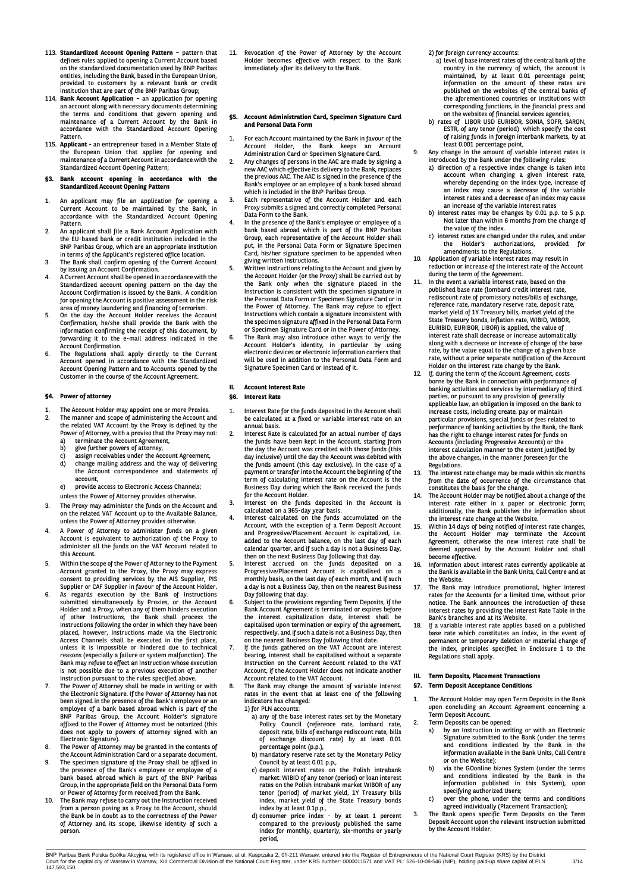113. **Standardized Account Opening Pattern** – pattern that defines rules applied to opening a Current Account based on the standardized documentation used by BNP Paribas entities, including the Bank, based in the European Union, provided to customers by a relevant bank or credit institution that are part of the BNP Paribas Group;
114. **Bank Account Application** – an application for opening an account along with necessary documents determining the terms and conditions that govern opening and maintenance of a Current Account by the Bank in accordance with the Standardized Account Opening Pattern.
115. **Applicant -** an entrepreneur based in a Member State of the European Union that applies for opening and maintenance of a Current Account in accordance with the Standardized Account Opening Pattern;

### §3. Bank account opening in accordance with the Standardized Account Opening Pattern

1. An applicant may file an application for opening a Current Account to be maintained by the Bank, in accordance with the Standardized Account Opening Pattern.
2. An applicant shall file a Bank Account Application with the EU-based bank or credit institution included in the BNP Paribas Group, which are an appropriate institution in terms of the Applicant's registered office location.
3. The Bank shall confirm opening of the Current Account by issuing an Account Confirmation.
4. A Current Account shall be opened in accordance with the Standardized account opening pattern on the day the Account Confirmation is issued by the Bank. A condition for opening the Account is positive assessment in the risk area of money laundering and financing of terrorism.
5. On the day the Account Holder receives the Account Confirmation, he/she shall provide the Bank with the information confirming the receipt of this document, by forwarding it to the e-mail address indicated in the Account Confirmation.
6. The Regulations shall apply directly to the Current Account opened in accordance with the Standardized Account Opening Pattern and to Accounts opened by the Customer in the course of the Account Agreement.

### §4. Power of attorney

1. The Account Holder may appoint one or more Proxies.
2. The manner and scope of administering the Account and the related VAT Account by the Proxy is defined by the Power of Attorney, with a proviso that the Proxy may not:
   a) terminate the Account Agreement,
   b) give further powers of attorney,
   c) assign receivables under the Account Agreement,
   d) change mailing address and the way of delivering the Account correspondence and statements of account,
   e) provide access to Electronic Access Channels;

   unless the Power of Attorney provides otherwise.
3. The Proxy may administer the funds on the Account and on the related VAT Account up to the Available Balance, unless the Power of Attorney provides otherwise.
4. A Power of Attorney to administer funds on a given Account is equivalent to authorization of the Proxy to administer all the funds on the VAT Account related to this Account.
5. Within the scope of the Power of Attorney to the Payment Account granted to the Proxy, the Proxy may express consent to providing services by the AIS Supplier, PIS Supplier or CAF Supplier in favour of the Account Holder.
6. As regards execution by the Bank of Instructions submitted simultaneously by Proxies, or the Account Holder and a Proxy, when any of them hinders execution of other Instructions, the Bank shall process the Instructions following the order in which they have been placed, however, Instructions made via the Electronic Access Channels shall be executed in the first place, unless it is impossible or hindered due to technical reasons (especially a failure or system malfunction). The Bank may refuse to effect an Instruction whose execution is not possible due to a previous execution of another Instruction pursuant to the rules specified above.
7. The Power of Attorney shall be made in writing or with the Electronic Signature. If the Power of Attorney has not been signed in the presence of the Bank's employee or an employee of a bank based abroad which is part of the BNP Paribas Group, the Account Holder's signature affixed to the Power of Attorney must be notarized (this does not apply to powers of attorney signed with an Electronic Signature).
8. The Power of Attorney may be granted in the contents of the Account Administration Card or a separate document.
9. The specimen signature of the Proxy shall be affixed in the presence of the Bank's employee or employee of a bank based abroad which is part of the BNP Paribas Group, in the appropriate field on the Personal Data Form or Power of Attorney form received from the Bank.
10. The Bank may refuse to carry out the Instruction received from a person posing as a Proxy to the Account, should the Bank be in doubt as to the correctness of the Power of Attorney and its scope, likewise identity of such a person.
11. Revocation of the Power of Attorney by the Account Holder becomes effective with respect to the Bank immediately after its delivery to the Bank.

### §5. Account Administration Card, Specimen Signature Card and Personal Data Form

1. For each Account maintained by the Bank in favour of the Account Holder, the Bank keeps an Account Administration Card or Specimen Signature Card.
2. Any changes of persons in the AAC are made by signing a new AAC which effective its delivery to the Bank, replaces the previous AAC. The AAC is signed in the presence of the Bank's employee or an employee of a bank based abroad which is included in the BNP Paribas Group.
3. Each representative of the Account Holder and each Proxy submits a signed and correctly completed Personal Data Form to the Bank.
4. In the presence of the Bank's employee or employee of a bank based abroad which is part of the BNP Paribas Group, each representative of the Account Holder shall put, in the Personal Data Form or Signature Specimen Card, his/her signature specimen to be appended when giving written Instructions.
5. Written Instructions relating to the Account and given by the Account Holder (or the Proxy) shall be carried out by the Bank only when the signature placed in the Instruction is consistent with the specimen signature in the Personal Data Form or Specimen Signature Card or in the Power of Attorney. The Bank may refuse to effect Instructions which contain a signature inconsistent with the specimen signature affixed in the Personal Data Form or Specimen Signature Card or in the Power of Attorney.
6. The Bank may also introduce other ways to verify the Account Holder's identity, in particular by using electronic devices or electronic information carriers that will be used in addition to the Personal Data Form and Signature Specimen Card or instead of it.

## II. Account Interest Rate

### §6. Interest Rate

1. Interest Rate for the funds deposited in the Account shall be calculated at a fixed or variable interest rate on an annual basis.
2. Interest Rate is calculated for an actual number of days the funds have been kept in the Account, starting from the day the Account was credited with those funds (this day inclusive) until the day the Account was debited with the funds amount (this day exclusive). In the case of a payment or transfer into the Account the beginning of the term of calculating interest rate on the Account is the Business Day during which the Bank received the funds for the Account Holder.
3. Interest on the funds deposited in the Account is calculated on a 365-day year basis.
4. Interest calculated on the funds accumulated on the Account, with the exception of a Term Deposit Account and Progressive/Placement Account is capitalized, i.e. added to the Account balance, on the last day of each calendar quarter, and if such a day is not a Business Day, then on the next Business Day following that day.
5. Interest accrued on the funds deposited on a Progressive/Placement Account is capitalised on a monthly basis, on the last day of each month, and if such a day is not a Business Day, then on the nearest Business Day following that day.
6. Subject to the provisions regarding Term Deposits, if the Bank Account Agreement is terminated or expires before the interest capitalization date, interest shall be capitalised upon termination or expiry of the agreement, respectively, and if such a date is not a Business Day, then on the nearest Business Day following that date.
7. If the funds gathered on the VAT Account are interest bearing, interest shall be capitalised without a separate Instruction on the Current Account related to the VAT Account, if the Account Holder does not indicate another Account related to the VAT Account.
8. The Bank may change the amount of variable interest rates in the event that at least one of the following indicators has changed:

   1) for PLN accounts:
      a) any of the base interest rates set by the Monetary Policy Council (reference rate, lombard rate, deposit rate, bills of exchange rediscount rate, bills of exchange discount rate) by at least 0.01 percentage point (p.p.),
      b) mandatory reserve rate set by the Monetary Policy Council by at least 0.01 p.p.,
      c) deposit interest rates on the Polish intrabank market: WIBID of any tenor (period) or loan interest rates on the Polish intrabank market WIBOR of any tenor (period) of market yield, 1Y Treasury bills index, market yield of the State Treasury bonds index by at least 0.1p.p.,
      d) consumer price index - by at least 1 percent compared to the previously published the same index for monthly, quarterly, six-months or yearly period,

   2) for foreign currency accounts:
      a) level of base interest rates of the central bank of the country in the currency of which, the account is maintained, by at least 0.01 percentage point; information on the amount of these rates are published on the websites of the central banks of the aforementioned countries or institutions with corresponding functions, in the financial press and on the websites of financial services agencies,
      b) rates of LIBOR USD EURIBOR, SONIA, SOFR, SARON, ESTR, of any tenor (period) which specify the cost of raising funds in foreign interbank markets, by at least 0.001 percentage point,
9. Any change in the amount of variable interest rates is introduced by the Bank under the following rules:
   a) direction of a respective index change is taken into account when changing a given interest rate, whereby depending on the index type, increase of an index may cause a decrease of the variable interest rates and a decrease of an index may cause an increase of the variable interest rates
   b) interest rates may be changes by 0.01 p.p. to 5 p.p. Not later than within 6 months from the change of the value of the index.
   c) interest rates are changed under the rules, and under the Holder's authorizations, provided for amendments to the Regulations.
10. Application of variable interest rates may result in reduction or increase of the interest rate of the Account during the term of the Agreement.
11. In the event a variable interest rate, based on the published base rate (lombard credit interest rate, rediscount rate of promissory notes/bills of exchange, reference rate, mandatory reserve rate, deposit rate, market yield of 1Y Treasury bills, market yield of the State Treasury bonds, inflation rate, WIBID, WIBOR, EURIBID, EURIBOR, LIBOR) is applied, the value of interest rate shall decrease or increase automatically along with a decrease or increase of change of the base rate, by the value equal to the change of a given base rate, without a prior separate notification of the Account Holder on the interest rate change by the Bank.
12. If, during the term of the Account Agreement, costs borne by the Bank in connection with performance of banking activities and services by intermediary of third parties, or pursuant to any provision of generally applicable law, an obligation is imposed on the Bank to increase costs, including create, pay or maintain particular provisions, special funds or fees related to performance of banking activities by the Bank, the Bank has the right to change interest rates for funds on Accounts (including Progressive Accounts) or the interest calculation manner to the extent justified by the above changes, in the manner foreseen for the Regulations.
13. The interest rate change may be made within six months from the date of occurrence of the circumstance that constitutes the basis for the change.
14. The Account Holder may be notified about a change of the interest rate either in a paper or electronic form; additionally, the Bank publishes the information about the interest rate change at the Website.
15. Within 14 days of being notified of interest rate changes, the Account Holder may terminate the Account Agreement, otherwise the new interest rate shall be deemed approved by the Account Holder and shall become effective.
16. Information about interest rates currently applicable at the Bank is available in the Bank Units, Call Centre and at the Website.
17. The Bank may introduce promotional, higher interest rates for the Accounts for a limited time, without prior notice. The Bank announces the introduction of these interest rates by providing the Interest Rate Table in the Bank's branches and at its Website.
18. If a variable interest rate applies based on a published base rate which constitutes an index, in the event of permanent or temporary deletion or material change of the index, principles specified in Enclosure 1 to the Regulations shall apply.

## III. Term Deposits, Placement Transactions

### §7. Term Deposit Acceptance Conditions

1. The Account Holder may open Term Deposits in the Bank upon concluding an Account Agreement concerning a Term Deposit Account.
2. Term Deposits can be opened:
   a) by an Instruction in writing or with an Electronic Signature submitted to the Bank (under the terms and conditions indicated by the Bank in the information available in the Bank Units, Call Centre or on the Website);
   b) via the GOonline biznes System (under the terms and conditions indicated by the Bank in the information published in this System), upon specifying authorized Users;
   c) over the phone, under the terms and conditions agreed individually (Placement Transaction);
3. The Bank opens specific Term Deposits on the Term Deposit Account upon the relevant Instruction submitted by the Account Holder.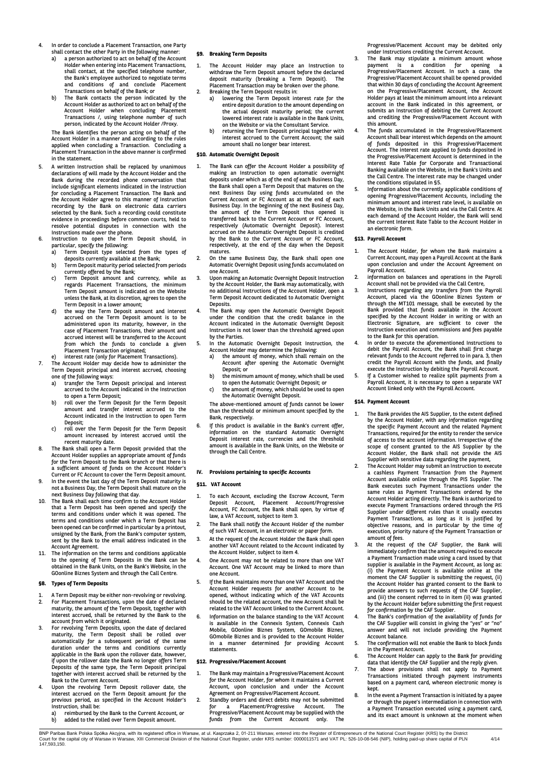4. In order to conclude a Placement Transaction, one Party shall contact the other Party in the following manner:
   a) a person authorized to act on behalf of the Account Holder when entering into Placement Transactions, shall contact, at the specified telephone number, the Bank's employee authorized to negotiate terms and conditions of and conclude Placement Transactions on behalf of the Bank; or
   b) The Bank contacts the person indicated by the Account Holder as authorized to act on behalf of the Account Holder when concluding Placement Transactions /, using telephone number of such person, indicated by the Account Holder /Proxy.

   The Bank identifies the person acting on behalf of the Account Holder in a manner and according to the rules applied when concluding a Transaction. Concluding a Placement Transaction in the above manner is confirmed in the statement.
5. A written Instruction shall be replaced by unanimous declarations of will made by the Account Holder and the Bank during the recorded phone conversation that include significant elements indicated in the Instruction for concluding a Placement Transaction. The Bank and the Account Holder agree to this manner of Instruction recording by the Bank on electronic data carriers selected by the Bank. Such a recording could constitute evidence in proceedings before common courts, held to resolve potential disputes in connection with the Instructions made over the phone.
6. Instruction to open the Term Deposit should, in particular, specify the following:
   a) Term Deposit type selected from the types of deposits currently available at the Bank;
   b) Term Deposit maturity period selected from periods currently offered by the Bank;
   c) Term Deposit amount and currency, while as regards Placement Transactions, the minimum Term Deposit amount is indicated on the Website unless the Bank, at its discretion, agrees to open the Term Deposit in a lower amount;
   d) the way the Term Deposit amount and interest accrued on the Term Deposit amount is to be administered upon its maturity, however, in the case of Placement Transactions, their amount and accrued interest will be transferred to the Account from which the funds to conclude a given Placement Transaction originated;
   e) interest rate (only for Placement Transactions).
7. The Account Holder may decide how to administer the Term Deposit principal and interest accrued, choosing one of the following ways:
   a) transfer the Term Deposit principal and interest accrued to the Account indicated in the Instruction to open a Term Deposit;
   b) roll over the Term Deposit for the Term Deposit amount and transfer interest accrued to the Account indicated in the Instruction to open Term Deposit;
   c) roll over the Term Deposit for the Term Deposit amount increased by interest accrued until the recent maturity date.
8. The Bank shall open a Term Deposit provided that the Account Holder supplies an appropriate amount of funds for the Term Deposit to the Bank branch or that there is a sufficient amount of funds on the Account Holder's Current or FC Account to cover the Term Deposit amount.
9. In the event the last day of the Term Deposit maturity is not a Business Day, the Term Deposit shall mature on the next Business Day following that day.
10. The Bank shall each time confirm to the Account Holder that a Term Deposit has been opened and specify the terms and conditions under which it was opened. The terms and conditions under which a Term Deposit has been opened can be confirmed in particular by a printout, unsigned by the Bank, from the Bank's computer system, sent by the Bank to the email address indicated in the Account Agreement.
11. The information on the terms and conditions applicable to the opening of Term Deposits in the Bank can be obtained in the Bank Units, on the Bank's Website, in the GOonline Biznes System and through the Call Centre.

#### §8. Types of Term Deposits

1. A Term Deposit may be either non-revolving or revolving.
2. For Placement Transactions, upon the date of declared maturity, the amount of the Term Deposit, together with interest accrued, shall be returned by the Bank to the account from which it originated.
3. For revolving Term Deposits, upon the date of declared maturity, the Term Deposit shall be rolled over automatically for a subsequent period of the same duration under the terms and conditions currently applicable in the Bank upon the rollover date, however, if upon the rollover date the Bank no longer offers Term Deposits of the same type, the Term Deposit principal together with interest accrued shall be returned by the Bank to the Current Account.
4. Upon the revolving Term Deposit rollover date, the interest accrued on the Term Deposit amount for the previous period, as specified in the Account Holder's Instruction, shall be:
   a) reimbursed by the Bank to the Current Account, or
   b) added to the rolled over Term Deposit amount.

#### §9. Breaking Term Deposits

1. The Account Holder may place an Instruction to withdraw the Term Deposit amount before the declared deposit maturity (breaking a Term Deposit). The Placement Transaction may be broken over the phone.
2. Breaking the Term Deposit results in:
   a) lowering the Term Deposit interest rate for the entire deposit duration to the amount depending on the actual deposit maturity period; the current lowered interest rate is available in the Bank Units, on the Website or via the Consultant Service.
   b) returning the Term Deposit principal together with interest accrued to the Current Account; the said amount shall no longer bear interest.

#### §10. Automatic Overnight Deposit

1. The Bank can offer the Account Holder a possibility of making an Instruction to open automatic overnight deposits under which as of the end of each Business Day, the Bank shall open a Term Deposit that matures on the next Business Day using funds accumulated on the Current Account or FC Account as at the end of each Business Day. In the beginning of the next Business Day, the amount of the Term Deposit thus opened is transferred back to the Current Account or FC Account, respectively (Automatic Overnight Deposit). Interest accrued on the Automatic Overnight Deposit is credited by the Bank to the Current Account or FC Account, respectively, at the end of the day when the Deposit matures.
2. On the same Business Day, the Bank shall open one Automatic Overnight Deposit using funds accumulated on one Account.
3. Upon making an Automatic Overnight Deposit Instruction by the Account Holder, the Bank may automatically, with no additional Instructions of the Account Holder, open a Term Deposit Account dedicated to Automatic Overnight Deposits.
4. The Bank may open the Automatic Overnight Deposit under the condition that the credit balance in the Account indicated in the Automatic Overnight Deposit Instruction is not lower than the threshold agreed upon by the Parties.
5. In the Automatic Overnight Deposit Instruction, the Account Holder may determine the following:
   a) the amount of money, which shall remain on the Account after opening the Automatic Overnight Deposit; or
   b) the minimum amount of money, which shall be used to open the Automatic Overnight Deposit; or
   c) the amount of money, which should be used to open the Automatic Overnight Deposit.

   The above-mentioned amount of funds cannot be lower than the threshold or minimum amount specified by the Bank, respectively.
6. If this product is available in the Bank's current offer, information on the standard Automatic Overnight Deposit interest rate, currencies and the threshold amount is available in the Bank Units, on the Website or through the Call Centre.

### IV. Provisions pertaining to specific Accounts

#### §11. VAT Account

1. To each Account, excluding the Escrow Account, Term Deposit Account, Placement Account/Progressive Account, FC Account, the Bank shall open, by virtue of law, a VAT Account, subject to item 3.
2. The Bank shall notify the Account Holder of the number of such VAT Account, in an electronic or paper form.
3. At the request of the Account Holder the Bank shall open another VAT Account related to the Account indicated by the Account Holder, subject to item 4.
4. One Account may not be related to more than one VAT Account. One VAT Account may be linked to more than one Account.
5. If the Bank maintains more than one VAT Account and the Account Holder requests for another Account to be opened, without indicating which of the VAT Accounts should be the related account, the new Account shall be related to the VAT Account linked to the Current Account.
6. Information on the balance standing to the VAT Account is available in the Connexis System, Connexis Cash Mobile, GOonline Biznes System, GOmobile Biznes, GOmobile Biznes and is provided to the Account Holder in a manner determined for providing Account statements.

#### §12. Progressive/Placement Account

1. The Bank may maintain a Progressive/Placement Account for the Account Holder, for whom it maintains a Current Account, upon conclusion and under the Account Agreement on Progressive/Placement Account.
2. Standby orders and direct debits may not be submitted for a Placement/Progressive Account. The Progressive/Placement Account may be supplied with the funds from the Current Account only. The Progressive/Placement Account may be debited only under Instructions crediting the Current Account.
3. The Bank may stipulate a minimum amount whose payment is a condition for opening a Progressive/Placement Account. In such a case, the Progressive/Placement Account shall be opened provided that within 30 days of concluding the Account Agreement on the Progressive/Placement Account, the Account Holder pays at least the minimum amount into a relevant account in the Bank indicated in this agreement, or submits an Instruction of debiting the Current Account and crediting the Progressive/Placement Account with this amount.
4. The funds accumulated in the Progressive/Placement Account shall bear interest which depends on the amount of funds deposited in this Progressive/Placement Account. The interest rate applied to funds deposited in the Progressive/Placement Account is determined in the Interest Rate Table for Corporate and Transactional Banking available on the Website, in the Bank's Units and the Call Centre. The interest rate may be changed under the conditions stipulated in §5.
5. Information about the currently applicable conditions of opening Progressive/Placement Accounts, including the minimum amount and interest rate level, is available on the Website, in the Bank Units and via the Call Centre. At each demand of the Account Holder, the Bank will send the current Interest Rate Table to the Account Holder in an electronic form.

#### §13. Payroll Account

1. The Account Holder, for whom the Bank maintains a Current Account, may open a Payroll Account at the Bank upon conclusion and under the Account Agreement on Payroll Account.
2. information on balances and operations in the Payroll Account shall not be provided via the Call Centre,
3. Instructions regarding any transfers from the Payroll Account, placed via the GOonline Biznes System or through the MT101 message, shall be executed by the Bank provided that funds available in the Account specified by the Account Holder in writing or with an Electronic Signature, are sufficient to cover the Instruction execution and commissions and fees payable to the Bank for this operation.
4. In order to execute the aforementioned Instructions to debit the Payroll Account, the Bank shall first charge relevant funds to the Account referred to in para. 3, then credit the Payroll Account with the funds, and finally execute the Instruction by debiting the Payroll Account.
5. If a Customer wished to realize split payments from a Payroll Account, it is necessary to open a separate VAT Account linked only with the Payroll Account.

#### §14. Payment Account

1. The Bank provides the AIS Supplier, to the extent defined by the Account Holder, with any information regarding the specific Payment Account and the related Payment Transactions, required for the entity to render the service of access to the account information. Irrespective of the scope of consent granted to the AIS Supplier by the Account Holder, the Bank shall not provide the AIS Supplier with sensitive data regarding the payment,
2. The Account Holder may submit an Instruction to execute a cashless Payment Transaction from the Payment Account available online through the PIS Supplier. The Bank executes such Payment Transactions under the same rules as Payment Transactions ordered by the Account Holder acting directly. The Bank is authorized to execute Payment Transactions ordered through the PIS Supplier under different rules than it usually executes Payment Transactions, as long as it is justified by objective reasons, and in particular by the time of execution, priority nature of the Payment Transaction or amount of fees.
3. At the request of the CAF Supplier, the Bank will immediately confirm that the amount required to execute a Payment Transaction made using a card issued by that supplier is available in the Payment Account, as long as: (i) the Payment Account is available online at the moment the CAF Supplier is submitting the request, (ii) the Account Holder has granted consent to the Bank to provide answers to such requests of the CAF Supplier, and (iii) the consent referred to in item (ii) was granted by the Account Holder before submitting the first request for confirmation by the CAF Supplier.
4. The Bank's confirmation of the availability of funds for the CAF Supplier will consist in giving the "yes" or "no" answer and will not include providing the Payment Account balance.
5. The confirmation will not enable the Bank to block funds in the Payment Account.
6. The Account Holder can apply to the Bank for providing data that identify the CAF Supplier and the reply given.
7. The above provisions shall not apply to Payment Transactions initiated through payment instruments based on a payment card, whereon electronic money is kept.
8. In the event a Payment Transaction is initiated by a payee or through the payee's intermediation in connection with a Payment Transaction executed using a payment card, and its exact amount is unknown at the moment when

BNP Paribas Bank Polska Spółka Akcyjna, with its registered office in Warsaw, at ul. Kasprzaka 2, 01-211 Warsaw, entered into the Register of Entrepreneurs of the National Court Register (KRS) by the District Court for the capital city of Warsaw in Warsaw, XIII Commercial Division of the National Court Register, under KRS number: 0000011571 and VAT PL: 526-10-08-546 (NIP), holding paid-up share capital of PLN 147,593,150.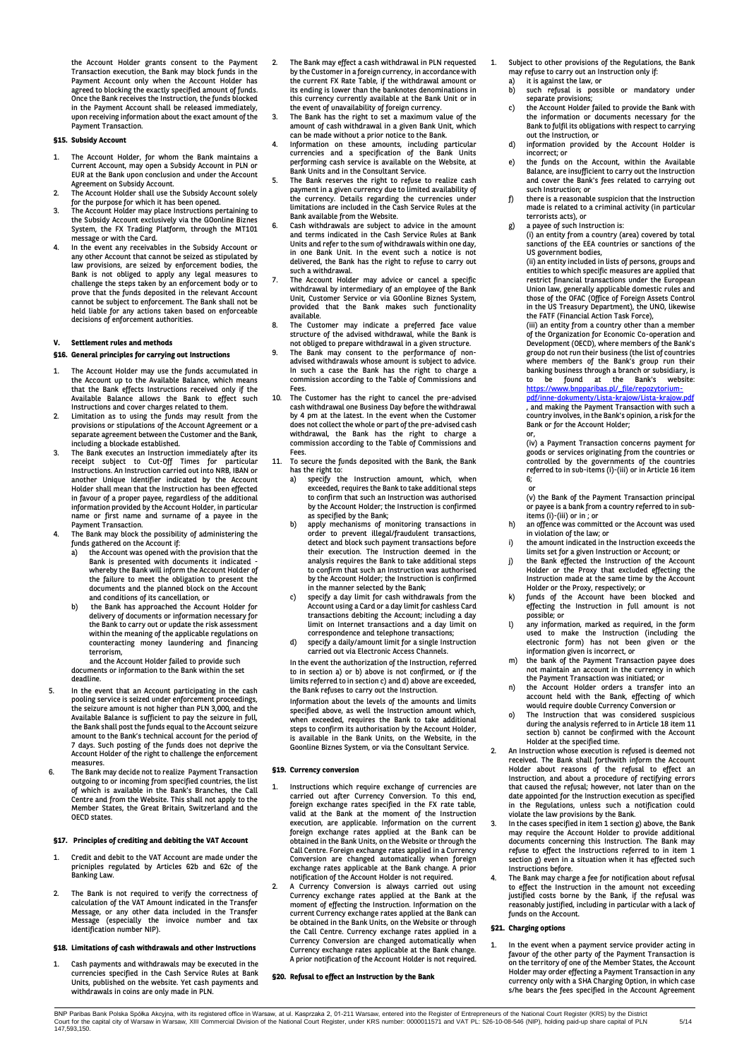the Account Holder grants consent to the Payment Transaction execution, the Bank may block funds in the Payment Account only when the Account Holder has agreed to blocking the exactly specified amount of funds. Once the Bank receives the Instruction, the funds blocked in the Payment Account shall be released immediately, upon receiving information about the exact amount of the Payment Transaction.

### §15. Subsidy Account

1. The Account Holder, for whom the Bank maintains a Current Account, may open a Subsidy Account in PLN or EUR at the Bank upon conclusion and under the Account Agreement on Subsidy Account.
2. The Account Holder shall use the Subsidy Account solely for the purpose for which it has been opened.
3. The Account Holder may place Instructions pertaining to the Subsidy Account exclusively via the GOonline Biznes System, the FX Trading Platform, through the MT101 message or with the Card.
4. In the event any receivables in the Subsidy Account or any other Account that cannot be seized as stipulated by law provisions, are seized by enforcement bodies, the Bank is not obliged to apply any legal measures to challenge the steps taken by an enforcement body or to prove that the funds deposited in the relevant Account cannot be subject to enforcement. The Bank shall not be held liable for any actions taken based on enforceable decisions of enforcement authorities.

## V. Settlement rules and methods

### §16. General principles for carrying out Instructions

1. The Account Holder may use the funds accumulated in the Account up to the Available Balance, which means that the Bank effects Instructions received only if the Available Balance allows the Bank to effect such Instructions and cover charges related to them.
2. Limitation as to using the funds may result from the provisions or stipulations of the Account Agreement or a separate agreement between the Customer and the Bank, including a blockade established.
3. The Bank executes an Instruction immediately after its receipt subject to Cut-Off Times for particular Instructions. An Instruction carried out into NRB, IBAN or another Unique Identifier indicated by the Account Holder shall mean that the Instruction has been effected in favour of a proper payee, regardless of the additional information provided by the Account Holder, in particular name or first name and surname of a payee in the Payment Transaction.
4. The Bank may block the possibility of administering the funds gathered on the Account if:
   a) the Account was opened with the provision that the Bank is presented with documents it indicated - whereby the Bank will inform the Account Holder of the failure to meet the obligation to present the documents and the planned block on the Account and conditions of its cancellation, or
   b) the Bank has approached the Account Holder for delivery of documents or information necessary for the Bank to carry out or update the risk assessment within the meaning of the applicable regulations on counteracting money laundering and financing terrorism,

   and the Account Holder failed to provide such documents or information to the Bank within the set deadline.
5. In the event that an Account participating in the cash pooling service is seized under enforcement proceedings, the seizure amount is not higher than PLN 3,000, and the Available Balance is sufficient to pay the seizure in full, the Bank shall post the funds equal to the Account seizure amount to the Bank's technical account for the period of 7 days. Such posting of the funds does not deprive the Account Holder of the right to challenge the enforcement measures.
6. The Bank may decide not to realize Payment Transaction outgoing to or incoming from specified countries, the list of which is available in the Bank's Branches, the Call Centre and from the Website. This shall not apply to the Member States, the Great Britain, Switzerland and the OECD states.

### §17. Principles of crediting and debiting the VAT Account

1. Credit and debit to the VAT Account are made under the pricniples regulated by Articles 62b and 62c of the Banking Law.
2. The Bank is not required to verify the correctness of calculation of the VAT Amount indicated in the Transfer Message, or any other data included in the Transfer Message (especially the invoice number and tax identification number NIP).

### §18. Limitations of cash withdrawals and other Instructions

1. Cash payments and withdrawals may be executed in the currencies specified in the Cash Service Rules at Bank Units, published on the website. Yet cash payments and withdrawals in coins are only made in PLN.
2. The Bank may effect a cash withdrawal in PLN requested by the Customer in a foreign currency, in accordance with the current FX Rate Table, if the withdrawal amount or its ending is lower than the banknotes denominations in this currency currently available at the Bank Unit or in the event of unavailability of foreign currency.
3. The Bank has the right to set a maximum value of the amount of cash withdrawal in a given Bank Unit, which can be made without a prior notice to the Bank.
4. Information on these amounts, including particular currencies and a specification of the Bank Units performing cash service is available on the Website, at Bank Units and in the Consultant Service.
5. The Bank reserves the right to refuse to realize cash payment in a given currency due to limited availability of the currency. Details regarding the currencies under limitations are included in the Cash Service Rules at the Bank available from the Website.
6. Cash withdrawals are subject to advice in the amount and terms indicated in the Cash Service Rules at Bank Units and refer to the sum of withdrawals within one day, in one Bank Unit. In the event such a notice is not delivered, the Bank has the right to refuse to carry out such a withdrawal.
7. The Account Holder may advice or cancel a specific withdrawal by intermediary of an employee of the Bank Unit, Customer Service or via GOonline Biznes System, provided that the Bank makes such functionality available.
8. The Customer may indicate a preferred face value structure of the advised withdrawal, while the Bank is not obliged to prepare withdrawal in a given structure.
9. The Bank may consent to the performance of non-advised withdrawals whose amount is subject to advice. In such a case the Bank has the right to charge a commission according to the Table of Commissions and Fees.
10. The Customer has the right to cancel the pre-advised cash withdrawal one Business Day before the withdrawal by 4 pm at the latest. In the event when the Customer does not collect the whole or part of the pre-advised cash withdrawal, the Bank has the right to charge a commission according to the Table of Commissions and Fees.
11. To secure the funds deposited with the Bank, the Bank has the right to:
    a) specify the Instruction amount, which, when exceeded, requires the Bank to take additional steps to confirm that such an Instruction was authorised by the Account Holder; the Instruction is confirmed as specified by the Bank;
    b) apply mechanisms of monitoring transactions in order to prevent illegal/fraudulent transactions, detect and block such payment transactions before their execution. The Instruction deemed in the analysis requires the Bank to take additional steps to confirm that such an Instruction was authorised by the Account Holder; the Instruction is confirmed in the manner selected by the Bank;
    c) specify a day limit for cash withdrawals from the Account using a Card or a day limit for cashless Card transactions debiting the Account; including a day limit on Internet transactions and a day limit on correspondence and telephone transactions;
    d) specify a daily/amount limit for a single Instruction carried out via Electronic Access Channels.

    In the event the authorization of the Instruction, referred to in section a) or b) above is not confirmed, or if the limits referred to in section c) and d) above are exceeded, the Bank refuses to carry out the Instruction.

    Information about the levels of the amounts and limits specified above, as well the Instruction amount which, when exceeded, requires the Bank to take additional steps to confirm its authorisation by the Account Holder, is available in the Bank Units, on the Website, in the Goonline Biznes System, or via the Consultant Service.

### §19. Currency conversion

1. Instructions which require exchange of currencies are carried out after Currency Conversion. To this end, foreign exchange rates specified in the FX rate table, valid at the Bank at the moment of the Instruction execution, are applicable. Information on the current foreign exchange rates applied at the Bank can be obtained in the Bank Units, on the Website or through the Call Centre. Foreign exchange rates applied in a Currency Conversion are changed automatically when foreign exchange rates applicable at the Bank change. A prior notification of the Account Holder is not required.
2. A Currency Conversion is always carried out using Currency exchange rates applied at the Bank at the moment of effecting the Instruction. Information on the current Currency exchange rates applied at the Bank can be obtained in the Bank Units, on the Website or through the Call Centre. Currency exchange rates applied in a Currency Conversion are changed automatically when Currency exchange rates applicable at the Bank change. A prior notification of the Account Holder is not required.

### §20. Refusal to effect an Instruction by the Bank

1. Subject to other provisions of the Regulations, the Bank may refuse to carry out an Instruction only if:
   a) it is against the law, or
   b) such refusal is possible or mandatory under separate provisions;
   c) the Account Holder failed to provide the Bank with the information or documents necessary for the Bank to fulfil its obligations with respect to carrying out the Instruction, or
   d) information provided by the Account Holder is incorrect; or
   e) the funds on the Account, within the Available Balance, are insufficient to carry out the Instruction and cover the Bank's fees related to carrying out such Instruction; or
   f) there is a reasonable suspicion that the Instruction made is related to a criminal activity (in particular terrorists acts), or
   g) a payee of such Instruction is:

      (i) an entity from a country (area) covered by total sanctions of the EEA countries or sanctions of the US government bodies,

      (ii) an entity included in lists of persons, groups and entities to which specific measures are applied that restrict financial transactions under the European Union law, generally applicable domestic rules and those of the OFAC (Office of Foreign Assets Control in the US Treasury Department), the UNO, likewise the FATF (Financial Action Task Force),

      (iii) an entity from a country other than a member of the Organization for Economic Co-operation and Development (OECD), where members of the Bank's group do not run their business (the list of countries where members of the Bank's group run their banking business through a branch or subsidiary, is to be found at the Bank's website: https://www.bnpparibas.pl/_file/repozytorium-pdf/inne-dokumenty/Lista-krajow/Lista-krajow.pdf , and making the Payment Transaction with such a country involves, in the Bank's opinion, a risk for the Bank or for the Account Holder;

      or,

      (iv) a Payment Transaction concerns payment for goods or services originating from the countries or controlled by the governments of the countries referred to in sub-items (i)-(iii) or in Article 16 item 6;

      or

      (v) the Bank of the Payment Transaction principal or payee is a bank from a country referred to in sub-items (i)-(iii) or in ; or
   h) an offence was committed or the Account was used in violation of the law; or
   i) the amount indicated in the Instruction exceeds the limits set for a given Instruction or Account; or
   j) the Bank effected the Instruction of the Account Holder or the Proxy that excluded effecting the Instruction made at the same time by the Account Holder or the Proxy, respectively; or
   k) funds of the Account have been blocked and effecting the Instruction in full amount is not possible; or
   l) any information, marked as required, in the form used to make the Instruction (including the electronic form) has not been given or the information given is incorrect, or
   m) the bank of the Payment Transaction payee does not maintain an account in the currency in which the Payment Transaction was initiated; or
   n) the Account Holder orders a transfer into an account held with the Bank, effecting of which would require double Currency Conversion or
   o) The Instruction that was considered suspicious during the analysis referred to in Article 18 item 11 section b) cannot be confirmed with the Account Holder at the specified time.
2. An Instruction whose execution is refused is deemed not received. The Bank shall forthwith inform the Account Holder about reasons of the refusal to effect an Instruction, and about a procedure of rectifying errors that caused the refusal; however, not later than on the date appointed for the Instruction execution as specified in the Regulations, unless such a notification could violate the law provisions by the Bank.
3. In the cases specified in item 1 section g) above, the Bank may require the Account Holder to provide additional documents concerning this Instruction. The Bank may refuse to effect the Instructions referred to in item 1 section g) even in a situation when it has effected such Instructions before.
4. The Bank may charge a fee for notification about refusal to effect the Instruction in the amount not exceeding justified costs borne by the Bank, if the refusal was reasonably justified, including in particular with a lack of funds on the Account.

### §21. Charging options

1. In the event when a payment service provider acting in favour of the other party of the Payment Transaction is on the territory of one of the Member States, the Account Holder may order effecting a Payment Transaction in any currency only with a SHA Charging Option, in which case s/he bears the fees specified in the Account Agreement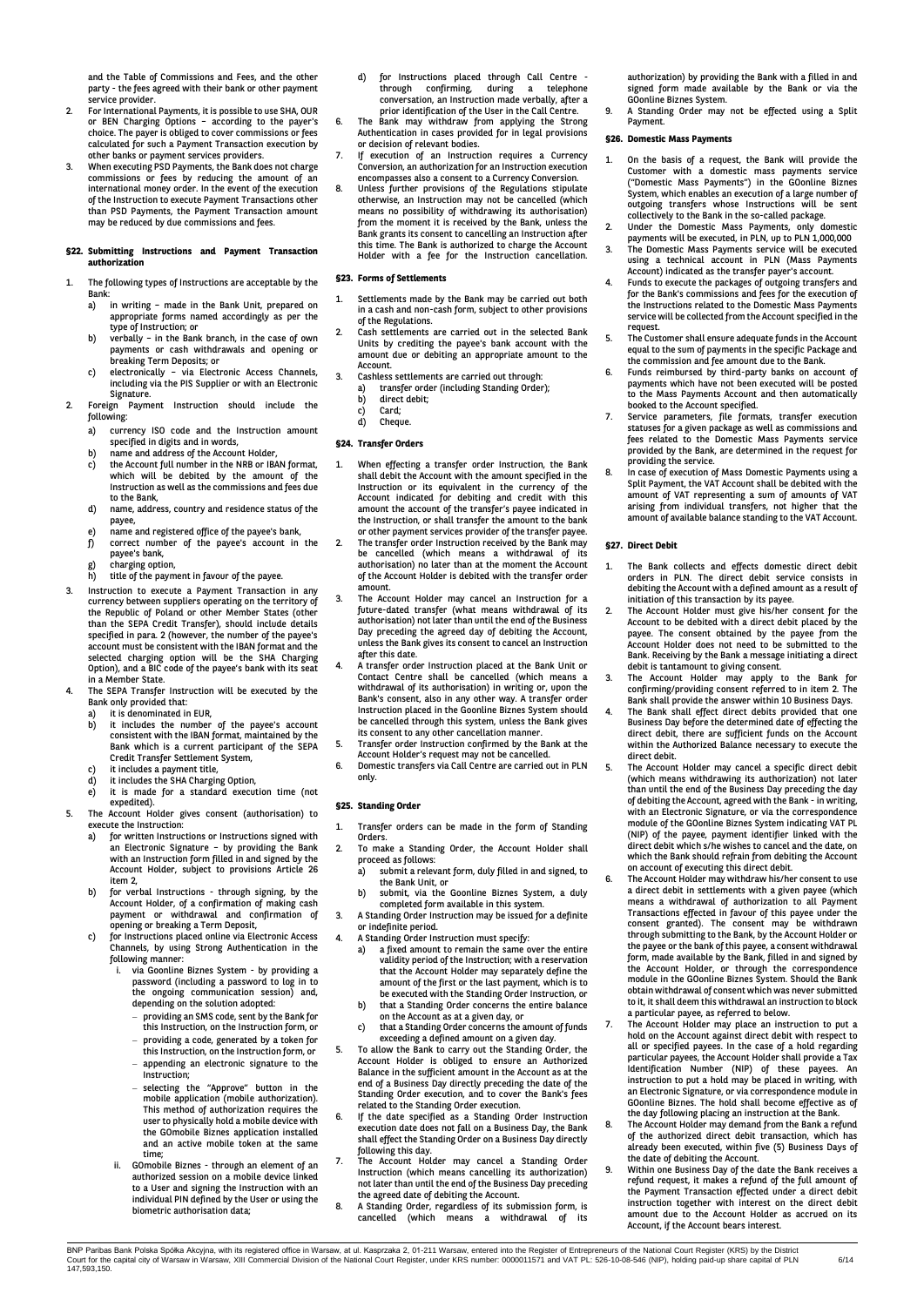and the Table of Commissions and Fees, and the other party - the fees agreed with their bank or other payment service provider.

2. For International Payments, it is possible to use SHA, OUR or BEN Charging Options – according to the payer's choice. The payer is obliged to cover commissions or fees calculated for such a Payment Transaction execution by other banks or payment services providers.
3. When executing PSD Payments, the Bank does not charge commissions or fees by reducing the amount of an international money order. In the event of the execution of the Instruction to execute Payment Transactions other than PSD Payments, the Payment Transaction amount may be reduced by due commissions and fees.

## §22. Submitting Instructions and Payment Transaction authorization

1. The following types of Instructions are acceptable by the Bank:
   a) in writing – made in the Bank Unit, prepared on appropriate forms named accordingly as per the type of Instruction; or
   b) verbally – in the Bank branch, in the case of own payments or cash withdrawals and opening or breaking Term Deposits; or
   c) electronically – via Electronic Access Channels, including via the PIS Supplier or with an Electronic Signature.
2. Foreign Payment Instruction should include the following:
   a) currency ISO code and the Instruction amount specified in digits and in words,
   b) name and address of the Account Holder,
   c) the Account full number in the NRB or IBAN format, which will be debited by the amount of the Instruction as well as the commissions and fees due to the Bank,
   d) name, address, country and residence status of the payee,
   e) name and registered office of the payee's bank,
   f) correct number of the payee's account in the payee's bank,
   g) charging option,
   h) title of the payment in favour of the payee.
3. Instruction to execute a Payment Transaction in any currency between suppliers operating on the territory of the Republic of Poland or other Member States (other than the SEPA Credit Transfer), should include details specified in para. 2 (however, the number of the payee's account must be consistent with the IBAN format and the selected charging option will be the SHA Charging Option), and a BIC code of the payee's bank with its seat in a Member State.
4. The SEPA Transfer Instruction will be executed by the Bank only provided that:
   a) it is denominated in EUR,
   b) it includes the number of the payee's account consistent with the IBAN format, maintained by the Bank which is a current participant of the SEPA Credit Transfer Settlement System,
   c) it includes a payment title,
   d) it includes the SHA Charging Option,
   e) it is made for a standard execution time (not expedited).
5. The Account Holder gives consent (authorisation) to execute the Instruction:
   a) for written Instructions or Instructions signed with an Electronic Signature – by providing the Bank with an Instruction form filled in and signed by the Account Holder, subject to provisions Article 26 item 2,
   b) for verbal Instructions - through signing, by the Account Holder, of a confirmation of making cash payment or withdrawal and confirmation of opening or breaking a Term Deposit,
   c) for Instructions placed online via Electronic Access Channels, by using Strong Authentication in the following manner:
      i. via Goonline Biznes System - by providing a password (including a password to log in to the ongoing communication session) and, depending on the solution adopted:
         - providing an SMS code, sent by the Bank for this Instruction, on the Instruction form, or
         - providing a code, generated by a token for this Instruction, on the Instruction form, or
         - appending an electronic signature to the Instruction;
         - selecting the "Approve" button in the mobile application (mobile authorization). This method of authorization requires the user to physically hold a mobile device with the GOmobile Biznes application installed and an active mobile token at the same time;
      ii. GOmobile Biznes - through an element of an authorized session on a mobile device linked to a User and signing the Instruction with an individual PIN defined by the User or using the biometric authorisation data;
   d) for Instructions placed through Call Centre - through confirming, during a telephone conversation, an Instruction made verbally, after a prior identification of the User in the Call Centre.
6. The Bank may withdraw from applying the Strong Authentication in cases provided for in legal provisions or decision of relevant bodies.
7. If execution of an Instruction requires a Currency Conversion, an authorization for an Instruction execution encompasses also a consent to a Currency Conversion.
8. Unless further provisions of the Regulations stipulate otherwise, an Instruction may not be cancelled (which means no possibility of withdrawing its authorisation) from the moment it is received by the Bank, unless the Bank grants its consent to cancelling an Instruction after this time. The Bank is authorized to charge the Account Holder with a fee for the Instruction cancellation.

## §23. Forms of Settlements

1. Settlements made by the Bank may be carried out both in a cash and non-cash form, subject to other provisions of the Regulations.
2. Cash settlements are carried out in the selected Bank Units by crediting the payee's bank account with the amount due or debiting an appropriate amount to the Account.
3. Cashless settlements are carried out through:
   a) transfer order (including Standing Order);
   b) direct debit;
   c) Card;
   d) Cheque.

## §24. Transfer Orders

1. When effecting a transfer order Instruction, the Bank shall debit the Account with the amount specified in the Instruction or its equivalent in the currency of the Account indicated for debiting and credit with this amount the account of the transfer's payee indicated in the Instruction, or shall transfer the amount to the bank or other payment services provider of the transfer payee.
2. The transfer order Instruction received by the Bank may be cancelled (which means a withdrawal of its authorisation) no later than at the moment the Account of the Account Holder is debited with the transfer order amount.
3. The Account Holder may cancel an Instruction for a future-dated transfer (what means withdrawal of its authorisation) not later than until the end of the Business Day preceding the agreed day of debiting the Account, unless the Bank gives its consent to cancel an Instruction after this date.
4. A transfer order Instruction placed at the Bank Unit or Contact Centre shall be cancelled (which means a withdrawal of its authorisation) in writing or, upon the Bank's consent, also in any other way. A transfer order Instruction placed in the Goonline Biznes System should be cancelled through this system, unless the Bank gives its consent to any other cancellation manner.
5. Transfer order Instruction confirmed by the Bank at the Account Holder's request may not be cancelled.
6. Domestic transfers via Call Centre are carried out in PLN only.

## §25. Standing Order

1. Transfer orders can be made in the form of Standing Orders.
2. To make a Standing Order, the Account Holder shall proceed as follows:
   a) submit a relevant form, duly filled in and signed, to the Bank Unit, or
   b) submit, via the Goonline Biznes System, a duly completed form available in this system.
3. A Standing Order Instruction may be issued for a definite or indefinite period.
4. A Standing Order Instruction must specify:
   a) a fixed amount to remain the same over the entire validity period of the Instruction; with a reservation that the Account Holder may separately define the amount of the first or the last payment, which is to be executed with the Standing Order Instruction, or
   b) that a Standing Order concerns the entire balance on the Account as at a given day, or
   c) that a Standing Order concerns the amount of funds exceeding a defined amount on a given day.
5. To allow the Bank to carry out the Standing Order, the Account Holder is obliged to ensure an Authorized Balance in the sufficient amount in the Account as at the end of a Business Day directly preceding the date of the Standing Order execution, and to cover the Bank's fees related to the Standing Order execution.
6. If the date specified as a Standing Order Instruction execution date does not fall on a Business Day, the Bank shall effect the Standing Order on a Business Day directly following this day.
7. The Account Holder may cancel a Standing Order Instruction (which means cancelling its authorization) not later than until the end of the Business Day preceding the agreed date of debiting the Account.
8. A Standing Order, regardless of its submission form, is cancelled (which means a withdrawal of its authorization) by providing the Bank with a filled in and signed form made available by the Bank or via the GOonline Biznes System.
9. A Standing Order may not be effected using a Split Payment.

## §26. Domestic Mass Payments

1. On the basis of a request, the Bank will provide the Customer with a domestic mass payments service ("Domestic Mass Payments") in the GOonline Biznes System, which enables an execution of a large number of outgoing transfers whose Instructions will be sent collectively to the Bank in the so-called package.
2. Under the Domestic Mass Payments, only domestic payments will be executed, in PLN, up to PLN 1,000,000
3. The Domestic Mass Payments service will be executed using a technical account in PLN (Mass Payments Account) indicated as the transfer payer's account.
4. Funds to execute the packages of outgoing transfers and for the Bank's commissions and fees for the execution of the Instructions related to the Domestic Mass Payments service will be collected from the Account specified in the request.
5. The Customer shall ensure adequate funds in the Account equal to the sum of payments in the specific Package and the commission and fee amount due to the Bank.
6. Funds reimbursed by third-party banks on account of payments which have not been executed will be posted to the Mass Payments Account and then automatically booked to the Account specified.
7. Service parameters, file formats, transfer execution statuses for a given package as well as commissions and fees related to the Domestic Mass Payments service provided by the Bank, are determined in the request for providing the service.
8. In case of execution of Mass Domestic Payments using a Split Payment, the VAT Account shall be debited with the amount of VAT representing a sum of amounts of VAT arising from individual transfers, not higher that the amount of available balance standing to the VAT Account.

## §27. Direct Debit

1. The Bank collects and effects domestic direct debit orders in PLN. The direct debit service consists in debiting the Account with a defined amount as a result of initiation of this transaction by its payee.
2. The Account Holder must give his/her consent for the Account to be debited with a direct debit placed by the payee. The consent obtained by the payee from the Account Holder does not need to be submitted to the Bank. Receiving by the Bank a message initiating a direct debit is tantamount to giving consent.
3. The Account Holder may apply to the Bank for confirming/providing consent referred to in item 2. The Bank shall provide the answer within 10 Business Days.
4. The Bank shall effect direct debits provided that one Business Day before the determined date of effecting the direct debit, there are sufficient funds on the Account within the Authorized Balance necessary to execute the direct debit.
5. The Account Holder may cancel a specific direct debit (which means withdrawing its authorization) not later than until the end of the Business Day preceding the day of debiting the Account, agreed with the Bank - in writing, with an Electronic Signature, or via the correspondence module of the GOonline Biznes System indicating VAT PL (NIP) of the payee, payment identifier linked with the direct debit which s/he wishes to cancel and the date, on which the Bank should refrain from debiting the Account on account of executing this direct debit.
6. The Account Holder may withdraw his/her consent to use a direct debit in settlements with a given payee (which means a withdrawal of authorization to all Payment Transactions effected in favour of this payee under the consent granted). The consent may be withdrawn through submitting to the Bank, by the Account Holder or the payee or the bank of this payee, a consent withdrawal form, made available by the Bank, filled in and signed by the Account Holder, or through the correspondence module in the GOonline Biznes System. Should the Bank obtain withdrawal of consent which was never submitted to it, it shall deem this withdrawal an instruction to block a particular payee, as referred to below.
7. The Account Holder may place an instruction to put a hold on the Account against direct debit with respect to all or specified payees. In the case of a hold regarding particular payees, the Account Holder shall provide a Tax Identification Number (NIP) of these payees. An instruction to put a hold may be placed in writing, with an Electronic Signature, or via correspondence module in GOonline Biznes. The hold shall become effective as of the day following placing an instruction at the Bank.
8. The Account Holder may demand from the Bank a refund of the authorized direct debit transaction, which has already been executed, within five (5) Business Days of the date of debiting the Account.
9. Within one Business Day of the date the Bank receives a refund request, it makes a refund of the full amount of the Payment Transaction effected under a direct debit instruction together with interest on the direct debit amount due to the Account Holder as accrued on its Account, if the Account bears interest.

BNP Paribas Bank Polska Spółka Akcyjna, with its registered office in Warsaw, at ul. Kasprzaka 2, 01-211 Warsaw, entered into the Register of Entrepreneurs of the National Court Register (KRS) by the District Court for the capital city of Warsaw in Warsaw, XIII Commercial Division of the National Court Register, under KRS number: 0000011571 and VAT PL: 526-10-08-546 (NIP), holding paid-up share capital of PLN 147,593,150.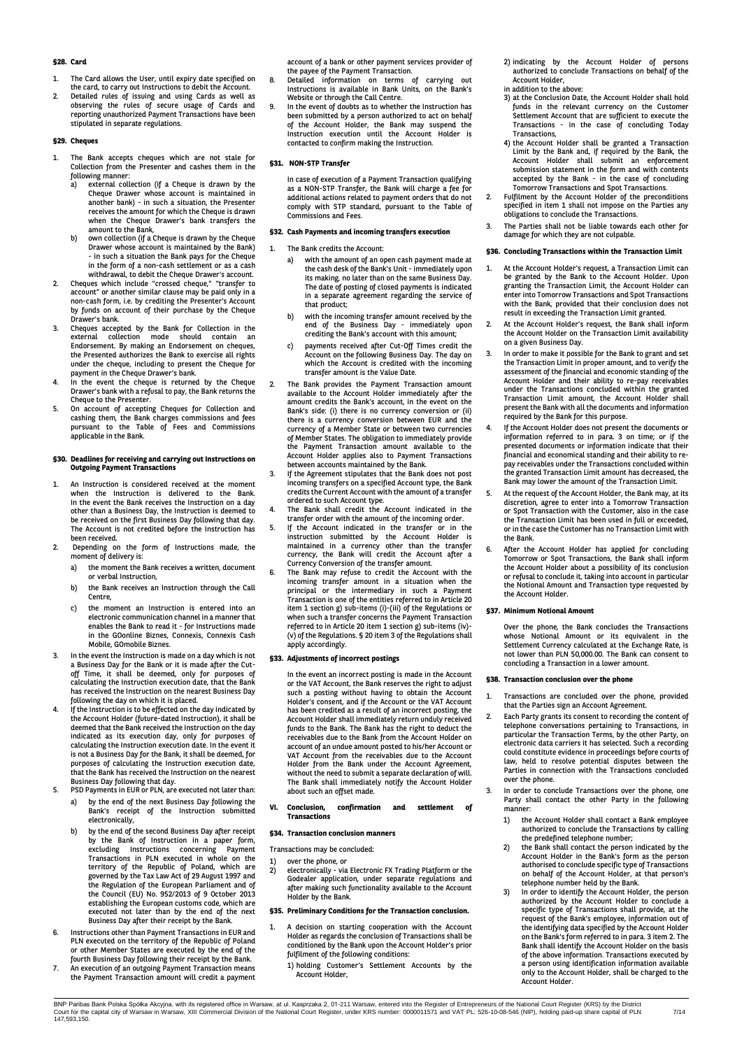### §28. Card

1. The Card allows the User, until expiry date specified on the card, to carry out Instructions to debit the Account.
2. Detailed rules of issuing and using Cards as well as observing the rules of secure usage of Cards and reporting unauthorized Payment Transactions have been stipulated in separate regulations.

### §29. Cheques

1. The Bank accepts cheques which are not stale for Collection from the Presenter and cashes them in the following manner:
   a) external collection (if a Cheque is drawn by the Cheque Drawer whose account is maintained in another bank) - in such a situation, the Presenter receives the amount for which the Cheque is drawn when the Cheque Drawer's bank transfers the amount to the Bank,
   b) own collection (if a Cheque is drawn by the Cheque Drawer whose account is maintained by the Bank) - in such a situation the Bank pays for the Cheque in the form of a non-cash settlement or as a cash withdrawal, to debit the Cheque Drawer's account.
2. Cheques which include "crossed cheque," "transfer to account" or another similar clause may be paid only in a non-cash form, i.e. by crediting the Presenter's Account by funds on account of their purchase by the Cheque Drawer's bank.
3. Cheques accepted by the Bank for Collection in the external collection mode should contain an Endorsement. By making an Endorsement on cheques, the Presented authorizes the Bank to exercise all rights under the cheque, including to present the Cheque for payment in the Cheque Drawer's bank.
4. In the event the cheque is returned by the Cheque Drawer's bank with a refusal to pay, the Bank returns the Cheque to the Presenter.
5. On account of accepting Cheques for Collection and cashing them, the Bank charges commissions and fees pursuant to the Table of Fees and Commissions applicable in the Bank.

### §30. Deadlines for receiving and carrying out Instructions on Outgoing Payment Transactions

1. An Instruction is considered received at the moment when the Instruction is delivered to the Bank. In the event the Bank receives the Instruction on a day other than a Business Day, the Instruction is deemed to be received on the first Business Day following that day. The Account is not credited before the Instruction has been received.
2. Depending on the form of Instructions made, the moment of delivery is:
   a) the moment the Bank receives a written, document or verbal Instruction,
   b) the Bank receives an Instruction through the Call Centre,
   c) the moment an Instruction is entered into an electronic communication channel in a manner that enables the Bank to read it - for Instructions made in the GOonline Biznes, Connexis, Connexis Cash Mobile, GOmobile Biznes.
3. In the event the Instruction is made on a day which is not a Business Day for the Bank or it is made after the Cut-off Time, it shall be deemed, only for purposes of calculating the Instruction execution date, that the Bank has received the Instruction on the nearest Business Day following the day on which it is placed.
4. If the Instruction is to be effected on the day indicated by the Account Holder (future-dated Instruction), it shall be deemed that the Bank received the Instruction on the day indicated as its execution day, only for purposes of calculating the Instruction execution date. In the event it is not a Business Day for the Bank, it shall be deemed, for purposes of calculating the Instruction execution date, that the Bank has received the Instruction on the nearest Business Day following that day.
5. PSD Payments in EUR or PLN, are executed not later than:
   a) by the end of the next Business Day following the Bank's receipt of the Instruction submitted electronically,
   b) by the end of the second Business Day after receipt by the Bank of Instruction in a paper form, excluding Instructions concerning Payment Transactions in PLN executed in whole on the territory of the Republic of Poland, which are governed by the Tax Law Act of 29 August 1997 and the Regulation of the European Parliament and of the Council (EU) No. 952/2013 of 9 October 2013 establishing the European customs code, which are executed not later than by the end of the next Business Day after their receipt by the Bank.
6. Instructions other than Payment Transactions in EUR and PLN executed on the territory of the Republic of Poland or other Member States are executed by the end of the fourth Business Day following their receipt by the Bank.
7. An execution of an outgoing Payment Transaction means the Payment Transaction amount will credit a payment account of a bank or other payment services provider of the payee of the Payment Transaction.
8. Detailed information on terms of carrying out Instructions is available in Bank Units, on the Bank's Website or through the Call Centre.
9. In the event of doubts as to whether the Instruction has been submitted by a person authorized to act on behalf of the Account Holder, the Bank may suspend the Instruction execution until the Account Holder is contacted to confirm making the Instruction.

### §31. NON-STP Transfer

In case of execution of a Payment Transaction qualifying as a NON-STP Transfer, the Bank will charge a fee for additional actions related to payment orders that do not comply with STP standard, pursuant to the Table of Commissions and Fees.

### §32. Cash Payments and incoming transfers execution

1. The Bank credits the Account:
   a) with the amount of an open cash payment made at the cash desk of the Bank's Unit - immediately upon its making, no later than on the same Business Day. The date of posting of closed payments is indicated in a separate agreement regarding the service of that product;
   b) with the incoming transfer amount received by the end of the Business Day - immediately upon crediting the Bank's account with this amount;
   c) payments received after Cut-Off Times credit the Account on the following Business Day. The day on which the Account is credited with the incoming transfer amount is the Value Date.
2. The Bank provides the Payment Transaction amount available to the Account Holder immediately after the amount credits the Bank's account, in the event on the Bank's side: (i) there is no currency conversion or (ii) there is a currency conversion between EUR and the currency of a Member State or between two currencies of Member States. The obligation to immediately provide the Payment Transaction amount available to the Account Holder applies also to Payment Transactions between accounts maintained by the Bank.
3. If the Agreement stipulates that the Bank does not post incoming transfers on a specified Account type, the Bank credits the Current Account with the amount of a transfer ordered to such Account type.
4. The Bank shall credit the Account indicated in the transfer order with the amount of the incoming order.
5. If the Account indicated in the transfer or in the instruction submitted by the Account Holder is maintained in a currency other than the transfer currency, the Bank will credit the Account after a Currency Conversion of the transfer amount.
6. The Bank may refuse to credit the Account with the incoming transfer amount in a situation when the principal or the intermediary in such a Payment Transaction is one of the entities referred to in Article 20 item 1 section g) sub-items (i)-(iii) of the Regulations or when such a transfer concerns the Payment Transaction referred to in Article 20 item 1 section g) sub-items (iv)-(v) of the Regulations. § 20 item 3 of the Regulations shall apply accordingly.

### §33. Adjustments of incorrect postings

In the event an incorrect posting is made in the Account or the VAT Account, the Bank reserves the right to adjust such a posting without having to obtain the Account Holder's consent, and if the Account or the VAT Account has been credited as a result of an incorrect posting, the Account Holder shall immediately return unduly received funds to the Bank. The Bank has the right to deduct the receivables due to the Bank from the Account Holder on account of an undue amount posted to his/her Account or VAT Account from the receivables due to the Account Holder from the Bank under the Account Agreement, without the need to submit a separate declaration of will. The Bank shall immediately notify the Account Holder about such an offset made.

## VI. Conclusion, confirmation and settlement of Transactions

### §34. Transaction conclusion manners

Transactions may be concluded:

1) over the phone, or
2) electronically - via Electronic FX Trading Platform or the Godealer application, under separate regulations and after making such functionality available to the Account Holder by the Bank.

### §35. Preliminary Conditions for the Transaction conclusion.

1. A decision on starting cooperation with the Account Holder as regards the conclusion of Transactions shall be conditioned by the Bank upon the Account Holder's prior fulfilment of the following conditions:
   1) holding Customer's Settlement Accounts by the Account Holder,
   2) indicating by the Account Holder of persons authorized to conclude Transactions on behalf of the Account Holder,

   in addition to the above:

   3) at the Conclusion Date, the Account Holder shall hold funds in the relevant currency on the Customer Settlement Account that are sufficient to execute the Transactions - in the case of concluding Today Transactions,
   4) the Account Holder shall be granted a Transaction Limit by the Bank and, if required by the Bank, the Account Holder shall submit an enforcement submission statement in the form and with contents accepted by the Bank - in the case of concluding Tomorrow Transactions and Spot Transactions.
2. Fulfilment by the Account Holder of the preconditions specified in item 1 shall not impose on the Parties any obligations to conclude the Transactions.
3. The Parties shall not be liable towards each other for damage for which they are not culpable.

### §36. Concluding Transactions within the Transaction Limit

1. At the Account Holder's request, a Transaction Limit can be granted by the Bank to the Account Holder. Upon granting the Transaction Limit, the Account Holder can enter into Tomorrow Transactions and Spot Transactions with the Bank, provided that their conclusion does not result in exceeding the Transaction Limit granted.
2. At the Account Holder's request, the Bank shall inform the Account Holder on the Transaction Limit availability on a given Business Day.
3. In order to make it possible for the Bank to grant and set the Transaction Limit in proper amount, and to verify the assessment of the financial and economic standing of the Account Holder and their ability to re-pay receivables under the Transactions concluded within the granted Transaction Limit amount, the Account Holder shall present the Bank with all the documents and information required by the Bank for this purpose.
4. If the Account Holder does not present the documents or information referred to in para. 3 on time; or if the presented documents or information indicate that their financial and economical standing and their ability to re-pay receivables under the Transactions concluded within the granted Transaction Limit amount has decreased, the Bank may lower the amount of the Transaction Limit.
5. At the request of the Account Holder, the Bank may, at its discretion, agree to enter into a Tomorrow Transaction or Spot Transaction with the Customer, also in the case the Transaction Limit has been used in full or exceeded, or in the case the Customer has no Transaction Limit with the Bank.
6. After the Account Holder has applied for concluding Tomorrow or Spot Transactions, the Bank shall inform the Account Holder about a possibility of its conclusion or refusal to conclude it, taking into account in particular the Notional Amount and Transaction type requested by the Account Holder.

### §37. Minimum Notional Amount

Over the phone, the Bank concludes the Transactions whose Notional Amount or its equivalent in the Settlement Currency calculated at the Exchange Rate, is not lower than PLN 50,000.00. The Bank can consent to concluding a Transaction in a lower amount.

### §38. Transaction conclusion over the phone

1. Transactions are concluded over the phone, provided that the Parties sign an Account Agreement.
2. Each Party grants its consent to recording the content of telephone conversations pertaining to Transactions, in particular the Transaction Terms, by the other Party, on electronic data carriers it has selected. Such a recording could constitute evidence in proceedings before courts of law, held to resolve potential disputes between the Parties in connection with the Transactions concluded over the phone.
3. In order to conclude Transactions over the phone, one Party shall contact the other Party in the following manner:
   1) the Account Holder shall contact a Bank employee authorized to conclude the Transactions by calling the predefined telephone number;
   2) the Bank shall contact the person indicated by the Account Holder in the Bank's form as the person authorised to conclude specific type of Transactions on behalf of the Account Holder, at that person's telephone number held by the Bank.
   3) In order to identify the Account Holder, the person authorized by the Account Holder to conclude a specific type of Transactions shall provide, at the request of the Bank's employee, information out of the identifying data specified by the Account Holder on the Bank's form referred to in para. 3 item 2. The Bank shall identify the Account Holder on the basis of the above information. Transactions executed by a person using identification information available only to the Account Holder, shall be charged to the Account Holder.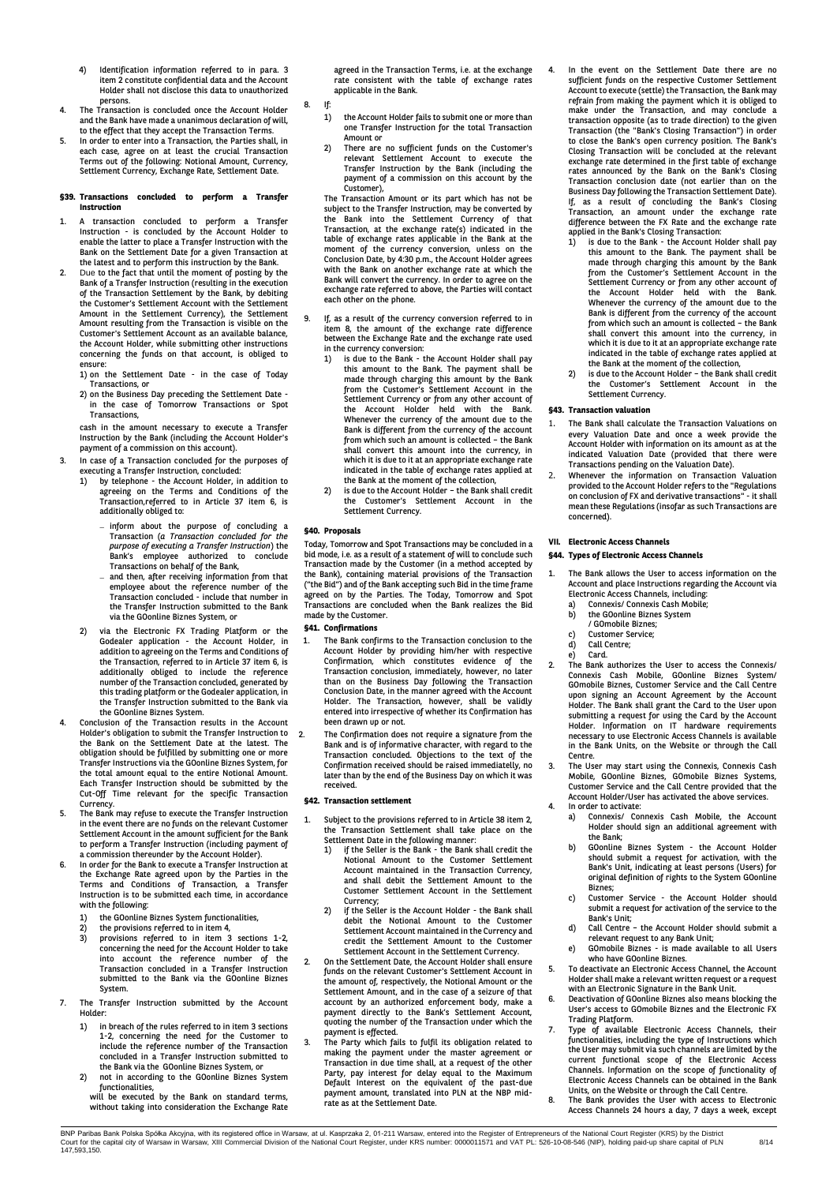4) Identification information referred to in para. 3 item 2 constitute confidential data and the Account Holder shall not disclose this data to unauthorized persons.
4. The Transaction is concluded once the Account Holder and the Bank have made a unanimous declaration of will, to the effect that they accept the Transaction Terms.
5. In order to enter into a Transaction, the Parties shall, in each case, agree on at least the crucial Transaction Terms out of the following: Notional Amount, Currency, Settlement Currency, Exchange Rate, Settlement Date.

### §39. Transactions concluded to perform a Transfer Instruction

1. A transaction concluded to perform a Transfer Instruction - is concluded by the Account Holder to enable the latter to place a Transfer Instruction with the Bank on the Settlement Date for a given Transaction at the latest and to perform this instruction by the Bank.
2. Due to the fact that until the moment of posting by the Bank of a Transfer Instruction (resulting in the execution of the Transaction Settlement by the Bank, by debiting the Customer's Settlement Account with the Settlement Amount in the Settlement Currency), the Settlement Amount resulting from the Transaction is visible on the Customer's Settlement Account as an available balance, the Account Holder, while submitting other instructions concerning the funds on that account, is obliged to ensure:
   1) on the Settlement Date - in the case of Today Transactions, or
   2) on the Business Day preceding the Settlement Date - in the case of Tomorrow Transactions or Spot Transactions,

   cash in the amount necessary to execute a Transfer Instruction by the Bank (including the Account Holder's payment of a commission on this account).
3. In case of a Transaction concluded for the purposes of executing a Transfer Instruction, concluded:
   1) by telephone - the Account Holder, in addition to agreeing on the Terms and Conditions of the Transaction,referred to in Article 37 item 6, is additionally obliged to:
      - inform about the purpose of concluding a Transaction (*a Transaction concluded for the purpose of executing a Transfer Instruction*) the Bank's employee authorized to conclude Transactions on behalf of the Bank,
      - and then, after receiving information from that employee about the reference number of the Transaction concluded - include that number in the Transfer Instruction submitted to the Bank via the GOonline Biznes System, or
   2) via the Electronic FX Trading Platform or the Godealer application - the Account Holder, in addition to agreeing on the Terms and Conditions of the Transaction, referred to in Article 37 item 6, is additionally obliged to include the reference number of the Transaction concluded, generated by this trading platform or the Godealer application, in the Transfer Instruction submitted to the Bank via the GOonline Biznes System.
4. Conclusion of the Transaction results in the Account Holder's obligation to submit the Transfer Instruction to the Bank on the Settlement Date at the latest. The obligation should be fulfilled by submitting one or more Transfer Instructions via the GOonline Biznes System, for the total amount equal to the entire Notional Amount. Each Transfer Instruction should be submitted by the Cut-Off Time relevant for the specific Transaction Currency.
5. The Bank may refuse to execute the Transfer Instruction in the event there are no funds on the relevant Customer Settlement Account in the amount sufficient for the Bank to perform a Transfer Instruction (including payment of a commission thereunder by the Account Holder).
6. In order for the Bank to execute a Transfer Instruction at the Exchange Rate agreed upon by the Parties in the Terms and Conditions of Transaction, a Transfer Instruction is to be submitted each time, in accordance with the following:
   1) the GOonline Biznes System functionalities,
   2) the provisions referred to in item 4,
   3) provisions referred to in item 3 sections 1-2, concerning the need for the Account Holder to take into account the reference number of the Transaction concluded in a Transfer Instruction submitted to the Bank via the GOonline Biznes System.
7. The Transfer Instruction submitted by the Account Holder:
   1) in breach of the rules referred to in item 3 sections 1-2, concerning the need for the Customer to include the reference number of the Transaction concluded in a Transfer Instruction submitted to the Bank via the GOonline Biznes System, or
   2) not in according to the GOonline Biznes System functionalities,

   will be executed by the Bank on standard terms, without taking into consideration the Exchange Rate agreed in the Transaction Terms, i.e. at the exchange rate consistent with the table of exchange rates applicable in the Bank.
8. If:
   1) the Account Holder fails to submit one or more than one Transfer Instruction for the total Transaction Amount or
   2) There are no sufficient funds on the Customer's relevant Settlement Account to execute the Transfer Instruction by the Bank (including the payment of a commission on this account by the Customer),

   The Transaction Amount or its part which has not be subject to the Transfer Instruction, may be converted by the Bank into the Settlement Currency of that Transaction, at the exchange rate(s) indicated in the table of exchange rates applicable in the Bank at the moment of the currency conversion, unless on the Conclusion Date, by 4:30 p.m., the Account Holder agrees with the Bank on another exchange rate at which the Bank will convert the currency. In order to agree on the exchange rate referred to above, the Parties will contact each other on the phone.
9. If, as a result of the currency conversion referred to in item 8, the amount of the exchange rate difference between the Exchange Rate and the exchange rate used in the currency conversion:
   1) is due to the Bank - the Account Holder shall pay this amount to the Bank. The payment shall be made through charging this amount by the Bank from the Customer's Settlement Account in the Settlement Currency or from any other account of the Account Holder held with the Bank. Whenever the currency of the amount due to the Bank is different from the currency of the account from which such an amount is collected – the Bank shall convert this amount into the currency, in which it is due to it at an appropriate exchange rate indicated in the table of exchange rates applied at the Bank at the moment of the collection,
   2) is due to the Account Holder – the Bank shall credit the Customer's Settlement Account in the Settlement Currency.

### §40. Proposals

Today, Tomorrow and Spot Transactions may be concluded in a bid mode, i.e. as a result of a statement of will to conclude such Transaction made by the Customer (in a method accepted by the Bank), containing material provisions of the Transaction ("the Bid") and of the Bank accepting such Bid in the time frame agreed on by the Parties. The Today, Tomorrow and Spot Transactions are concluded when the Bank realizes the Bid made by the Customer.

### §41. Confirmations

1. The Bank confirms to the Transaction conclusion to the Account Holder by providing him/her with respective Confirmation, which constitutes evidence of the Transaction conclusion, immediately, however, no later than on the Business Day following the Transaction Conclusion Date, in the manner agreed with the Account Holder. The Transaction, however, shall be validly entered into irrespective of whether its Confirmation has been drawn up or not.
2. The Confirmation does not require a signature from the Bank and is of informative character, with regard to the Transaction concluded. Objections to the text of the Confirmation received should be raised immediately, no later than by the end of the Business Day on which it was received.

### §42. Transaction settlement

1. Subject to the provisions referred to in Article 38 item 2, the Transaction Settlement shall take place on the Settlement Date in the following manner:
   1) if the Seller is the Bank - the Bank shall credit the Notional Amount to the Customer Settlement Account maintained in the Transaction Currency, and shall debit the Settlement Amount to the Customer Settlement Account in the Settlement Currency;
   2) if the Seller is the Account Holder - the Bank shall debit the Notional Amount to the Customer Settlement Account maintained in the Currency and credit the Settlement Amount to the Customer Settlement Account in the Settlement Currency.
2. On the Settlement Date, the Account Holder shall ensure funds on the relevant Customer's Settlement Account in the amount of, respectively, the Notional Amount or the Settlement Amount, and in the case of a seizure of that account by an authorized enforcement body, make a payment directly to the Bank's Settlement Account, quoting the number of the Transaction under which the payment is effected.
3. The Party which fails to fulfil its obligation related to making the payment under the master agreement or Transaction in due time shall, at a request of the other Party, pay interest for delay equal to the Maximum Default Interest on the equivalent of the past-due payment amount, translated into PLN at the NBP mid-rate as at the Settlement Date.
4. In the event on the Settlement Date there are no sufficient funds on the respective Customer Settlement Account to execute (settle) the Transaction, the Bank may refrain from making the payment which it is obliged to make under the Transaction, and may conclude a transaction opposite (as to trade direction) to the given Transaction (the "Bank's Closing Transaction") in order to close the Bank's open currency position. The Bank's Closing Transaction will be concluded at the relevant exchange rate determined in the first table of exchange rates announced by the Bank on the Bank's Closing Transaction conclusion date (not earlier than on the Business Day following the Transaction Settlement Date). If, as a result of concluding the Bank's Closing Transaction, an amount under the exchange rate difference between the FX Rate and the exchange rate applied in the Bank's Closing Transaction:
   1) is due to the Bank - the Account Holder shall pay this amount to the Bank. The payment shall be made through charging this amount by the Bank from the Customer's Settlement Account in the Settlement Currency or from any other account of the Account Holder held with the Bank. Whenever the currency of the amount due to the Bank is different from the currency of the account from which such an amount is collected – the Bank shall convert this amount into the currency, in which it is due to it at an appropriate exchange rate indicated in the table of exchange rates applied at the Bank at the moment of the collection,
   2) is due to the Account Holder – the Bank shall credit the Customer's Settlement Account in the Settlement Currency.

### §43. Transaction valuation

1. The Bank shall calculate the Transaction Valuations on every Valuation Date and once a week provide the Account Holder with information on its amount as at the indicated Valuation Date (provided that there were Transactions pending on the Valuation Date).
2. Whenever the information on Transaction Valuation provided to the Account Holder refers to the "Regulations on conclusion of FX and derivative transactions" - it shall mean these Regulations (insofar as such Transactions are concerned).

## VII. Electronic Access Channels

### §44. Types of Electronic Access Channels

1. The Bank allows the User to access information on the Account and place Instructions regarding the Account via Electronic Access Channels, including:
   a) Connexis/ Connexis Cash Mobile;
   b) the GOonline Biznes System / GOmobile Biznes;
   c) Customer Service;
   d) Call Centre;
   e) Card.
2. The Bank authorizes the User to access the Connexis/ Connexis Cash Mobile, GOonline Biznes System/ GOmobile Biznes, Customer Service and the Call Centre upon signing an Account Agreement by the Account Holder. The Bank shall grant the Card to the User upon submitting a request for using the Card by the Account Holder. Information on IT hardware requirements necessary to use Electronic Access Channels is available in the Bank Units, on the Website or through the Call Centre.
3. The User may start using the Connexis, Connexis Cash Mobile, GOonline Biznes, GOmobile Biznes Systems, Customer Service and the Call Centre provided that the Account Holder/User has activated the above services.
4. In order to activate:
   a) Connexis/ Connexis Cash Mobile, the Account Holder should sign an additional agreement with the Bank;
   b) GOonline Biznes System - the Account Holder should submit a request for activation, with the Bank's Unit, indicating at least persons (Users) for original definition of rights to the System GOonline Biznes;
   c) Customer Service - the Account Holder should submit a request for activation of the service to the Bank's Unit;
   d) Call Centre – the Account Holder should submit a relevant request to any Bank Unit;
   e) GOmobile Biznes - is made available to all Users who have GOonline Biznes.
5. To deactivate an Electronic Access Channel, the Account Holder shall make a relevant written request or a request with an Electronic Signature in the Bank Unit.
6. Deactivation of GOonline Biznes also means blocking the User's access to GOmobile Biznes and the Electronic FX Trading Platform.
7. Type of available Electronic Access Channels, their functionalities, including the type of Instructions which the User may submit via such channels are limited by the current functional scope of the Electronic Access Channels. Information on the scope of functionality of Electronic Access Channels can be obtained in the Bank Units, on the Website or through the Call Centre.
8. The Bank provides the User with access to Electronic Access Channels 24 hours a day, 7 days a week, except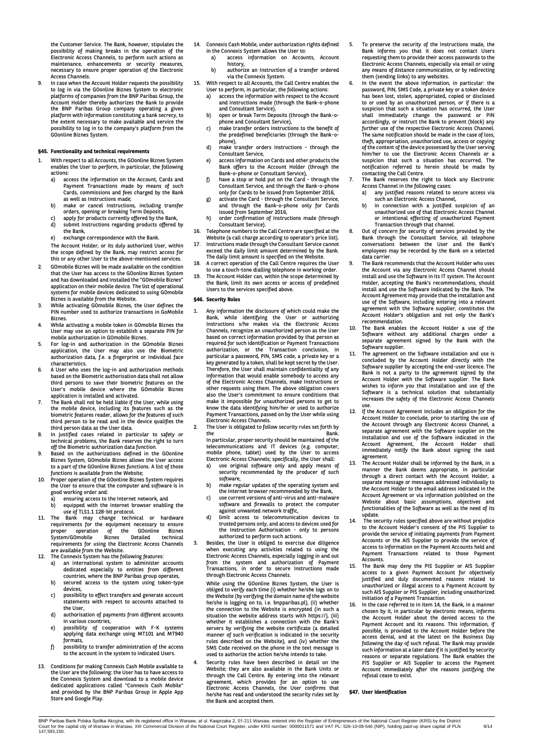the Customer Service. The Bank, however, stipulates the possibility of making breaks in the operation of the Electronic Access Channels, to perform such actions as maintenance, enhancements or security measures, necessary to ensure proper operation of the Electronic Access Channels.

9. In case when the Account Holder requests the possibility to log in via the GOonline Biznes System to electronic platforms of companies from the BNP Paribas Group, the Account Holder thereby authorizes the Bank to provide the BNP Paribas Group company operating a given platform with information constituting a bank secrecy, to the extent necessary to make available and service the possibility to log in to the company's platform from the GOonline Biznes System.

## §45. Functionality and technical requirements

1. With respect to all Accounts, the GOonline Biznes System enables the User to perform, in particular, the following actions:
   a) access the information on the Account, Cards and Payment Transactions made by means of such Cards, commissions and fees charged by the Bank as well as Instructions made;
   b) make or cancel Instructions, including transfer orders, opening or breaking Term Deposits,
   c) apply for products currently offered by the Bank,
   d) submit Instructions regarding products offered by the Bank,
   e) exchange correspondence with the Bank.

   The Account Holder, or its duly authorized User, within the scope defined by the Bank, may restrict access for this or any other User to the above-mentioned services.
2. GOmobile Biznes will be made available on the condition that the User has access to the GOonline Biznes System and has downloaded and installed the "GOmobile Biznes" application on their mobile device. The list of operational systems for mobile devices dedicated to using GOmobile Biznes is available from the Website.
3. While activating GOmobile Biznes, the User defines the PIN number used to authorize transactions in GoMobile Biznes.
4. While activating a mobile token in GOmobile Biznes the User may use an option to establish a separate PIN for mobile authorization in GOmobile Biznes.
5. For log-in and authorization in the GOmobile Biznes application, the User may use the Biometric authorization data, f.e. a fingerprint or individual face characteristics.
6. A User who uses the log-in and authorization methods based on the Biometric authorisation data shall not allow third persons to save their biometric features on the User's mobile device where the GOmobile Biznes application is installed and activated.
7. The Bank shall not be held liable if the User, while using the mobile device, including its features such as the biometric features reader, allows for the features of such third person to be read and in the device qualifies the third person data as the User data.
8. In justified cases related in particular to safety or technical problems, the Bank reserves the right to turn off the Biometric authorization data function.
9. Based on the authorizations defined in the GOonline Biznes System, GOmobile Biznes allows the User access to a part of the GOonline Biznes functions. A list of those functions is available from the Website;
10. Proper operation of the GOonline Biznes System requires the User to ensure that the computer and software is in good working order and:
    a) ensuring access to the Internet network, and
    b) equipped with the internet browser enabling the use of TLS1.1 128-bit protocol.
11. The Bank may change technical or hardware requirements for the equipment necessary to ensure proper operation of the GOonline Biznes System/GOmobile Biznes Detailed technical requirements for using the Electronic Access Channels are available from the Website.
12. The Connexis System has the following features:
    a) an international system to administer accounts dedicated especially to entities from different countries, where the BNP Paribas group operates,
    b) secured access to the system using token-type devices,
    c) possibility to effect transfers and generate account statements with respect to accounts attached to the User,
    d) authorisation of payments from different accounts in various countries,
    e) possibility of cooperation with F-K systems applying data exchange using MT101 and MT940 formats,
    f) possibility to transfer administration of the access to the account in the system to indicated Users.
13. Conditions for making Connexis Cash Mobile available to the User are the following: the User has to have access to the Connexis System and download to a mobile device dedicated applications called "Connexis Cash Mobile" and provided by the BNP Paribas Group in Apple App Store and Google Play.
14. Connexis Cash Mobile, under authorization rights defined in the Connexis System allows the User to:
    a) access information on Accounts, Account history,
    b) authorize an Instruction of a transfer ordered via the Connexis System.
15. With respect to all Accounts, the Call Centre enables the User to perform, in particular, the following actions:
    a) access the information with respect to the Account and Instructions made (through the Bank-o-phone and Consultant Service),
    b) open or break Term Deposits (through the Bank-o-phone and Consultant Service),
    c) make transfer orders Instructions to the benefit of the predefined beneficiaries (through the Bank-o-phone),
    d) make transfer orders Instructions - through the Consultant Service,
    e) access information on Cards and other products the Bank offers to the Account Holder (through the Bank-o-phone or Consultant Service),
    f) have a stop or hold put on the Card - through the Consultant Service, and through the Bank-o-phone only for Cards to be issued from September 2016,
    g) activate the Card - through the Consultant Service, and through the Bank-o-phone only for Cards issued from September 2016,
    h) order confirmation of Instructions made (through Consultant Service).
16. Telephone numbers to the Call Centre are specified at the Website (a call charge according to operator's price list).
17. Instructions made through the Consultant Service cannot exceed the daily limit amount determined by the Bank. The daily limit amount is specified on the Website.
18. A correct operation of the Call Centre requires the User to use a touch-tone dialling telephone in working order.
19. The Account Holder can, within the scope determined by the Bank, limit its own access or access of predefined Users to the services specified above.

## §46. Security Rules

1. Any information the disclosure of which could make the Bank, while identifying the User or authorizing Instructions s/he makes via the Electronic Access Channels, recognize an unauthorized person as the User based on correct information provided by that person as required for such identification or Payment Transactions authorization, or the Transaction conclusion, in particular a password, PIN, SMS code, a private key or a key generated by a token, shall be kept secret by the User. Therefore, the User shall maintain confidentiality of any information that would enable somebody to access any of the Electronic Access Channels, make Instructions or other requests using them. The above obligation covers also the User's commitment to ensure conditions that make it impossible for unauthorized persons to get to know the data identifying him/her or used to authorize Payment Transactions, passed on by the User while using Electronic Access Channels.
2. The User is obligated to follow security rules set forth by the Bank.

   In particular, proper security should be maintained of the telecommunications and IT devices (e.g. computer, mobile phone, tablet) used by the User to access Electronic Access Channels; specifically, the User shall:
   a) use original software only and apply means of security recommended by the producer of such software,
   b) make regular updates of the operating system and the Internet browser recommended by the Bank,
   c) use current versions of anti-virus and anti-malware software and firewalls to protect the computer against unwanted network traffic,
   d) limit access to telecommunication devices to trusted persons only, and access to devices used for the Instruction Authorisation - only to persons authorized to perform such actions.
3. Besides, the User is obliged to exercise due diligence when executing any activities related to using the Electronic Access Channels, especially logging in and out from the system and authorization of Payment Transactions, in order to secure Instructions made through Electronic Access Channels.

   While using the GOonline Biznes System, the User is obliged to verify each time (i) whether he/she logs on to the Website (by verifying the domain name of the website he/she is logging on to, i.e. bnpparibas.pl), (ii) whether the connection to the Website is encrypted (in such a situation the website address starts with https://), (iii) whether it establishes a connection with the Bank's servers by verifying the website certificate (a detailed manner of such verification is indicated in the security rules described on the Website), and (iv) whether the SMS Code received on the phone in the text message is used to authorize the action he/she intends to take.
4. Security rules have been described in detail on the Website; they are also available in the Bank Units or through the Call Centre. By entering into the relevant agreement, which provides for an option to use Electronic Access Channels, the User confirms that he/she has read and understood the security rules set by the Bank and accepted them.
5. To preserve the security of the Instructions made, the Bank informs you that it does not contact Users requesting them to provide their access passwords to the Electronic Access Channels, especially via email or using any means of distance communication, or by redirecting them (sending links) to any websites.
6. In the event the above information, in particular: the password, PIN, SMS Code, a private key or a token device has been lost, stolen, appropriated, copied or disclosed to or used by an unauthorized person, or if there is a suspicion that such a situation has occurred, the User shall immediately change the password or PIN accordingly, or instruct the Bank to prevent (block) any further use of the respective Electronic Access Channel. The same notification should be made in the case of loss, theft, appropriation, unauthorized use, access or copying of the content of the device possessed by the User serving him/her to use the Electronic Access Channels or a suspicion that such a situation has occurred. The notification referred to herein should be made by contacting the Call Centre.
7. The Bank reserves the right to block any Electronic Access Channel in the following cases:
   a) any justified reasons related to secure access via such an Electronic Access Channel,
   b) in connection with a justified suspicion of an unauthorized use of that Electronic Access Channel or intentional effecting of unauthorized Payment Transaction through that channel.
8. Out of concern for security of services provided by the Bank through the Consultant Service, all telephone conversations between the User and the Bank's employees may be recorded by the Bank on a selected data carrier.
9. The Bank recommends that the Account Holder who uses the Account via any Electronic Access Channel should install and use the Software in its IT system. The Account Holder, accepting the Bank's recommendations, should install and use the Software indicated by the Bank. The Account Agreement may provide that the installation and use of the Software, including entering into a relevant agreement with the Software supplier, constitutes the Account Holder's obligation and not only the Bank's recommendation.
10. The Bank enables the Account Holder a use of the Software without any additional charges under a separate agreement signed by the Bank with the Software supplier.
11. The agreement on the Software installation and use is concluded by the Account Holder directly with the Software supplier by accepting the end-user licence. The Bank is not a party to the agreement signed by the Account Holder with the Software supplier. The Bank wishes to inform you that installation and use of the Software is a technical solution that substantially increases the safety of the Electronic Access Channels use.
12. If the Account Agreement includes an obligation for the Account Holder to conclude, prior to starting the use of the Account through any Electronic Access Channel, a separate agreement with the Software supplier on the installation and use of the Software indicated in the Account Agreement, the Account Holder shall immediately notify the Bank about signing the said agreement.
13. The Account Holder shall be informed by the Bank, in a manner the Bank deems appropriate, in particular through a direct contact with the Account Holder, a separate message or messages addressed individually to the Account Holder to the email address indicated in the Account Agreement or via information published on the Website about basic assumptions, objectives and functionalities of the Software as well as the need of its update.
14. The security rules specified above are without prejudice to the Account Holder's consent of the PIS Supplier to provide the service of initiating payments from Payment Accounts or the AIS Supplier to provide the service of access to information on the Payment Accounts held and Payment Transactions related to those Payment Accounts.
15. The Bank may deny the PIS Supplier or AIS Supplier access to a given Payment Account for objectively justified and duly documented reasons related to unauthorized or illegal access to a Payment Account by such AIS Supplier or PIS Supplier, including unauthorized initiation of a Payment Transaction.
16. In the case referred to in item 14, the Bank, in a manner chosen by it, in particular by electronic means, informs the Account Holder about the denied access to the Payment Account and its reasons. This information, if possible, is provided to the Account Holder before the access denial, and at the latest on the Business Day following the day of such refusal. The Bank may provide such information at a later date if it is justified by security reasons or separate regulations. The Bank enables the PIS Supplier or AIS Supplier to access the Payment Account immediately after the reasons justifying the refusal cease to exist.

## §47. User Identification

BNP Paribas Bank Polska Spółka Akcyjna, with its registered office in Warsaw, at ul. Kasprzaka 2, 01-211 Warsaw, entered into the Register of Entrepreneurs of the National Court Register (KRS) by the District Court for the capital city of Warsaw in Warsaw, XIII Commercial Division of the National Court Register, under KRS number: 0000011571 and VAT PL: 526-10-08-546 (NIP), holding paid-up share capital of PLN 147,593,150.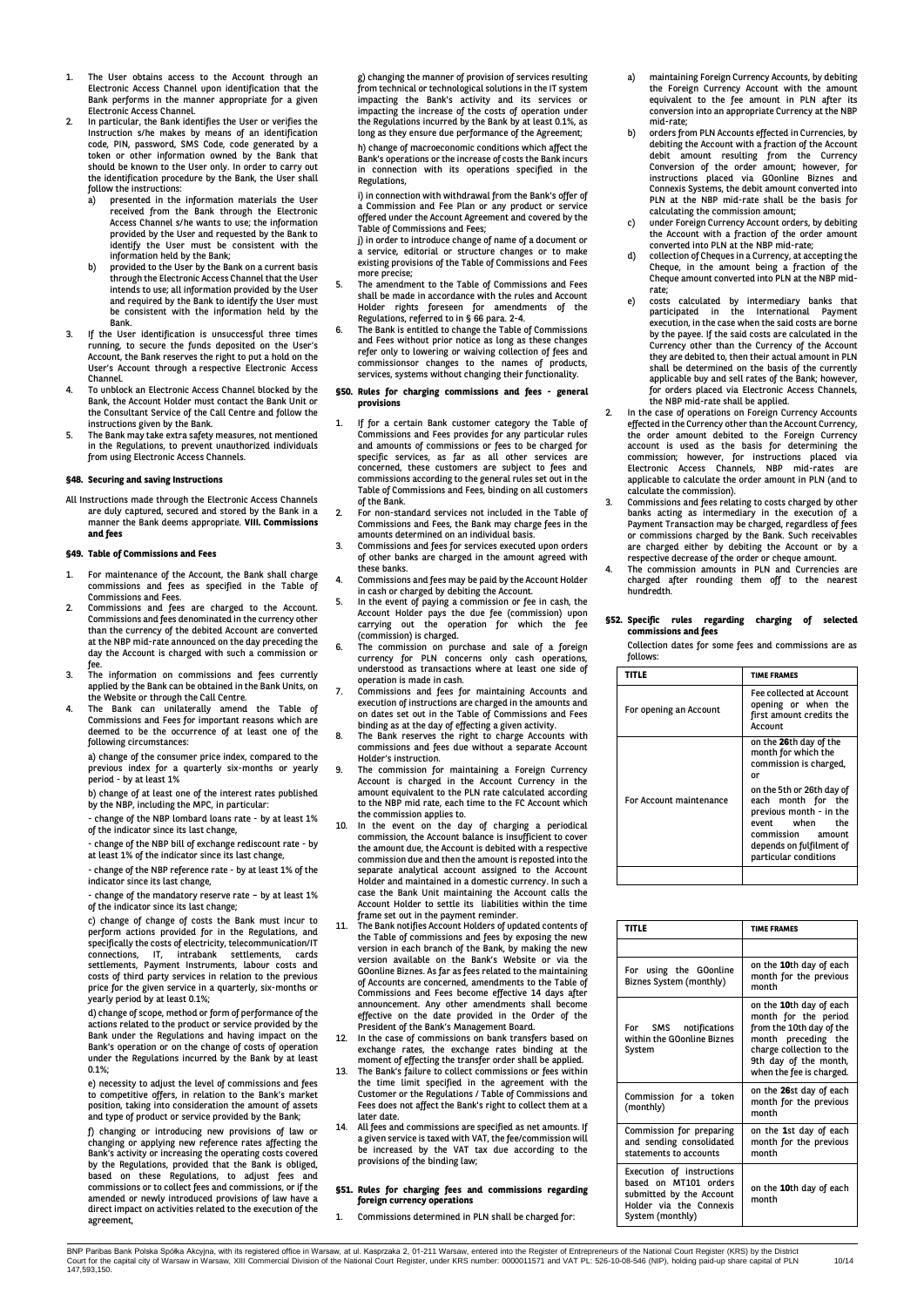1. The User obtains access to the Account through an Electronic Access Channel upon identification that the Bank performs in the manner appropriate for a given Electronic Access Channel.
2. In particular, the Bank identifies the User or verifies the Instruction s/he makes by means of an identification code, PIN, password, SMS Code, code generated by a token or other information owned by the Bank that should be known to the User only. In order to carry out the identification procedure by the Bank, the User shall follow the instructions:
   a) presented in the information materials the User received from the Bank through the Electronic Access Channel s/he wants to use; the information provided by the User and requested by the Bank to identify the User must be consistent with the information held by the Bank;
   b) provided to the User by the Bank on a current basis through the Electronic Access Channel that the User intends to use; all information provided by the User and required by the Bank to identify the User must be consistent with the information held by the Bank.
3. If the User identification is unsuccessful three times running, to secure the funds deposited on the User's Account, the Bank reserves the right to put a hold on the User's Account through a respective Electronic Access Channel.
4. To unblock an Electronic Access Channel blocked by the Bank, the Account Holder must contact the Bank Unit or the Consultant Service of the Call Centre and follow the instructions given by the Bank.
5. The Bank may take extra safety measures, not mentioned in the Regulations, to prevent unauthorized individuals from using Electronic Access Channels.

### §48. Securing and saving Instructions

All Instructions made through the Electronic Access Channels are duly captured, secured and stored by the Bank in a manner the Bank deems appropriate.

## VIII. Commissions and fees

### §49. Table of Commissions and Fees

1. For maintenance of the Account, the Bank shall charge commissions and fees as specified in the Table of Commissions and Fees.
2. Commissions and fees are charged to the Account. Commissions and fees denominated in the currency other than the currency of the debited Account are converted at the NBP mid-rate announced on the day preceding the day the Account is charged with such a commission or fee.
3. The information on commissions and fees currently applied by the Bank can be obtained in the Bank Units, on the Website or through the Call Centre.
4. The Bank can unilaterally amend the Table of Commissions and Fees for important reasons which are deemed to be the occurrence of at least one of the following circumstances:

   a) change of the consumer price index, compared to the previous index for a quarterly six-months or yearly period - by at least 1%

   b) change of at least one of the interest rates published by the NBP, including the MPC, in particular:

   - change of the NBP lombard loans rate - by at least 1% of the indicator since its last change,

   - change of the NBP bill of exchange rediscount rate - by at least 1% of the indicator since its last change,

   - change of the NBP reference rate - by at least 1% of the indicator since its last change,

   - change of the mandatory reserve rate – by at least 1% of the indicator since its last change;

   c) change of change of costs the Bank must incur to perform actions provided for in the Regulations, and specifically the costs of electricity, telecommunication/IT connections, IT, intrabank settlements, cards settlements, Payment Instruments, labour costs and costs of third party services in relation to the previous price for the given service in a quarterly, six-months or yearly period by at least 0.1%;

   d) change of scope, method or form of performance of the actions related to the product or service provided by the Bank under the Regulations and having impact on the Bank's operation or on the change of costs of operation under the Regulations incurred by the Bank by at least 0.1%;

   e) necessity to adjust the level of commissions and fees to competitive offers, in relation to the Bank's market position, taking into consideration the amount of assets and type of product or service provided by the Bank;

   f) changing or introducing new provisions of law or changing or applying new reference rates affecting the Bank's activity or increasing the operating costs covered by the Regulations, provided that the Bank is obliged, based on these Regulations, to adjust fees and commissions or to collect fees and commissions, or if the amended or newly introduced provisions of law have a direct impact on activities related to the execution of the agreement,

   g) changing the manner of provision of services resulting from technical or technological solutions in the IT system impacting the Bank's activity and its services or impacting the increase of the costs of operation under the Regulations incurred by the Bank by at least 0.1%, as long as they ensure due performance of the Agreement;

   h) change of macroeconomic conditions which affect the Bank's operations or the increase of costs the Bank incurs in connection with its operations specified in the Regulations,

   i) in connection with withdrawal from the Bank's offer of a Commission and Fee Plan or any product or service offered under the Account Agreement and covered by the Table of Commissions and Fees;

   j) in order to introduce change of name of a document or a service, editorial or structure changes or to make existing provisions of the Table of Commissions and Fees more precise;
5. The amendment to the Table of Commissions and Fees shall be made in accordance with the rules and Account Holder rights foreseen for amendments of the Regulations, referred to in § 66 para. 2-4.
6. The Bank is entitled to change the Table of Commissions and Fees without prior notice as long as these changes refer only to lowering or waiving collection of fees and commissionsor changes to the names of products, services, systems without changing their functionality.

### §50. Rules for charging commissions and fees - general provisions

1. If for a certain Bank customer category the Table of Commissions and Fees provides for any particular rules and amounts of commissions or fees to be charged for specific services, as far as all other services are concerned, these customers are subject to fees and commissions according to the general rules set out in the Table of Commissions and Fees, binding on all customers of the Bank.
2. For non-standard services not included in the Table of Commissions and Fees, the Bank may charge fees in the amounts determined on an individual basis.
3. Commissions and fees for services executed upon orders of other banks are charged in the amount agreed with these banks.
4. Commissions and fees may be paid by the Account Holder in cash or charged by debiting the Account.
5. In the event of paying a commission or fee in cash, the Account Holder pays the due fee (commission) upon carrying out the operation for which the fee (commission) is charged.
6. The commission on purchase and sale of a foreign currency for PLN concerns only cash operations, understood as transactions where at least one side of operation is made in cash.
7. Commissions and fees for maintaining Accounts and execution of instructions are charged in the amounts and on dates set out in the Table of Commissions and Fees binding as at the day of effecting a given activity.
8. The Bank reserves the right to charge Accounts with commissions and fees due without a separate Account Holder's instruction.
9. The commission for maintaining a Foreign Currency Account is charged in the Account Currency in the amount equivalent to the PLN rate calculated according to the NBP mid rate, each time to the FC Account which the commission applies to.
10. In the event on the day of charging a periodical commission, the Account balance is insufficient to cover the amount due, the Account is debited with a respective commission due and then the amount is reposted into the separate analytical account assigned to the Account Holder and maintained in a domestic currency. In such a case the Bank Unit maintaining the Account calls the Account Holder to settle its liabilities within the time frame set out in the payment reminder.
11. The Bank notifies Account Holders of updated contents of the Table of commissions and fees by exposing the new version in each branch of the Bank, by making the new version available on the Bank's Website or via the GOonline Biznes. As far as fees related to the maintaining of Accounts are concerned, amendments to the Table of Commissions and Fees become effective 14 days after announcement. Any other amendments shall become effective on the date provided in the Order of the President of the Bank's Management Board.
12. In the case of commissions on bank transfers based on exchange rates, the exchange rates binding at the moment of effecting the transfer order shall be applied.
13. The Bank's failure to collect commissions or fees within the time limit specified in the agreement with the Customer or the Regulations / Table of Commissions and Fees does not affect the Bank's right to collect them at a later date.
14. All fees and commissions are specified as net amounts. If a given service is taxed with VAT, the fee/commission will be increased by the VAT tax due according to the provisions of the binding law;

### §51. Rules for charging fees and commissions regarding foreign currency operations

1. Commissions determined in PLN shall be charged for:
   a) maintaining Foreign Currency Accounts, by debiting the Foreign Currency Account with the amount equivalent to the fee amount in PLN after its conversion into an appropriate Currency at the NBP mid-rate;
   b) orders from PLN Accounts effected in Currencies, by debiting the Account with a fraction of the Account debit amount resulting from the Currency Conversion of the order amount; however, for instructions placed via GOonline Biznes and Connexis Systems, the debit amount converted into PLN at the NBP mid-rate shall be the basis for calculating the commission amount;
   c) under Foreign Currency Account orders, by debiting the Account with a fraction of the order amount converted into PLN at the NBP mid-rate;
   d) collection of Cheques in a Currency, at accepting the Cheque, in the amount being a fraction of the Cheque amount converted into PLN at the NBP mid-rate;
   e) costs calculated by intermediary banks that participated in the International Payment execution, in the case when the said costs are borne by the payee. If the said costs are calculated in the Currency other than the Currency of the Account they are debited to, then their actual amount in PLN shall be determined on the basis of the currently applicable buy and sell rates of the Bank; however, for orders placed via Electronic Access Channels, the NBP mid-rate shall be applied.
2. In the case of operations on Foreign Currency Accounts effected in the Currency other than the Account Currency, the order amount debited to the Foreign Currency account is used as the basis for determining the commission; however, for instructions placed via Electronic Access Channels, NBP mid-rates are applicable to calculate the order amount in PLN (and to calculate the commission).
3. Commissions and fees relating to costs charged by other banks acting as intermediary in the execution of a Payment Transaction may be charged, regardless of fees or commissions charged by the Bank. Such receivables are charged either by debiting the Account or by a respective decrease of the order or cheque amount.
4. The commission amounts in PLN and Currencies are charged after rounding them off to the nearest hundredth.

### §52. Specific rules regarding charging of selected commissions and fees

Collection dates for some fees and commissions are as follows:

| TITLE | TIME FRAMES |
|---|---|
| For opening an Account | Fee collected at Account opening or when the first amount credits the Account |
| For Account maintenance | on the **26**th day of the month for which the commission is charged, or<br>on the 5th or 26th day of each month for the previous month - in the event when the commission amount depends on fulfilment of particular conditions |
| | |
| For using the GOonline Biznes System (monthly) | on the **10**th day of each month for the previous month |
| For SMS notifications within the GOonline Biznes System | on the **10**th day of each month for the period from the 10th day of the month preceding the charge collection to the 9th day of the month, when the fee is charged. |
| Commission for a token (monthly) | on the **26**st day of each month for the previous month |
| Commission for preparing and sending consolidated statements to accounts | on the **1**st day of each month for the previous month |
| Execution of instructions based on MT101 orders submitted by the Account Holder via the Connexis System (monthly) | on the **10**th day of each month |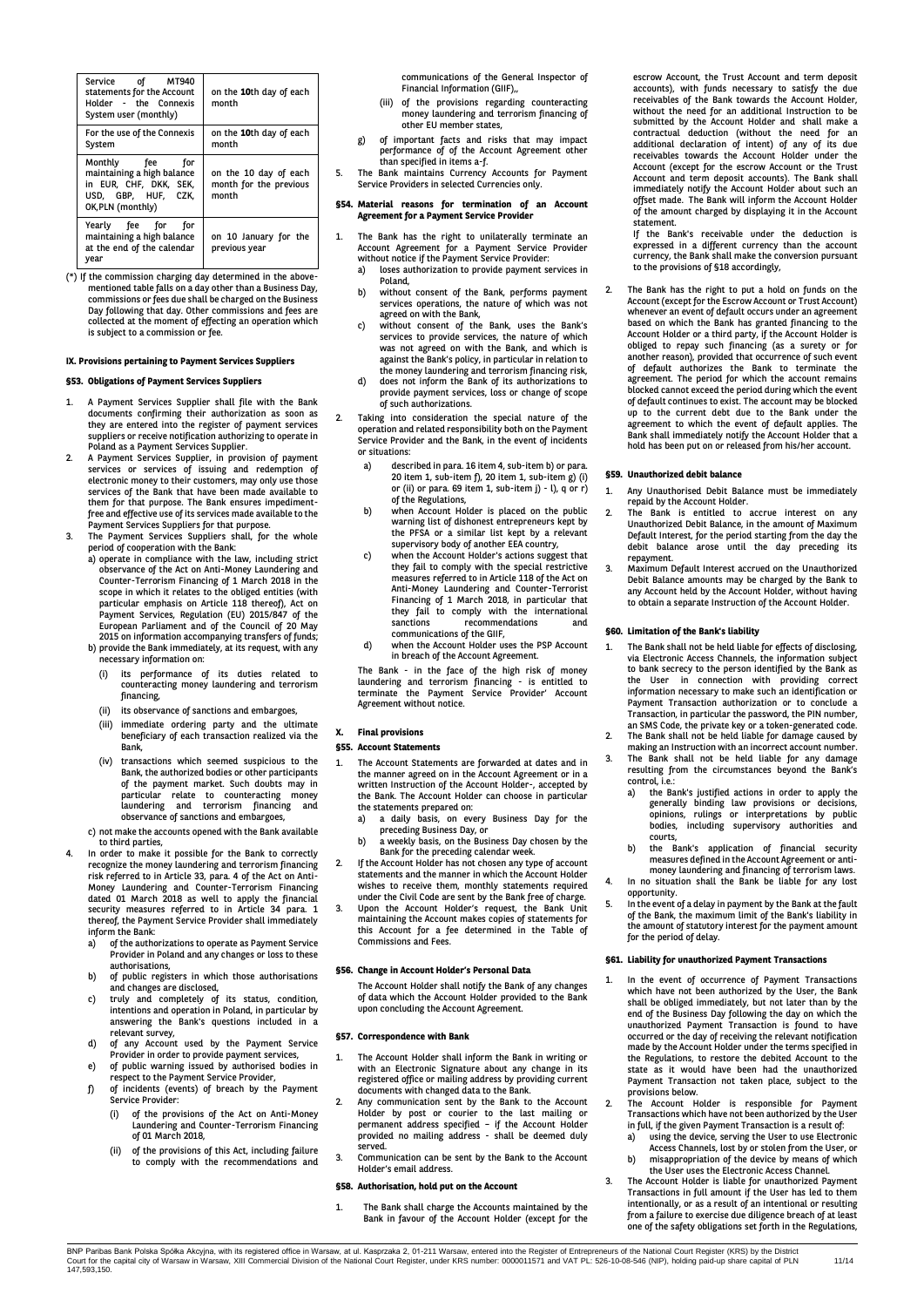| Service of MT940 statements for the Account Holder - the Connexis System user (monthly) | on the **10**th day of each month |
|---|---|
| For the use of the Connexis System | on the **10**th day of each month |
| Monthly fee for maintaining a high balance in EUR, CHF, DKK, SEK, USD, GBP, HUF, CZK, OK,PLN (monthly) | on the 10 day of each month for the previous month |
| Yearly fee for maintaining a high balance at the end of the calendar year | on 10 January for the previous year |

(*) If the commission charging day determined in the above-mentioned table falls on a day other than a Business Day, commissions or fees due shall be charged on the Business Day following that day. Other commissions and fees are collected at the moment of effecting an operation which is subject to a commission or fee.

## IX. Provisions pertaining to Payment Services Suppliers

### §53. Obligations of Payment Services Suppliers

1. A Payment Services Supplier shall file with the Bank documents confirming their authorization as soon as they are entered into the register of payment services suppliers or receive notification authorizing to operate in Poland as a Payment Services Supplier.
2. A Payment Services Supplier, in provision of payment services or services of issuing and redemption of electronic money to their customers, may only use those services of the Bank that have been made available to them for that purpose. The Bank ensures impediment-free and effective use of its services made available to the Payment Services Suppliers for that purpose.
3. The Payment Services Suppliers shall, for the whole period of cooperation with the Bank:
   a) operate in compliance with the law, including strict observance of the Act on Anti-Money Laundering and Counter-Terrorism Financing of 1 March 2018 in the scope in which it relates to the obliged entities (with particular emphasis on Article 118 thereof), Act on Payment Services, Regulation (EU) 2015/847 of the European Parliament and of the Council of 20 May 2015 on information accompanying transfers of funds;
   b) provide the Bank immediately, at its request, with any necessary information on:
      (i) its performance of its duties related to counteracting money laundering and terrorism financing,
      (ii) its observance of sanctions and embargoes,
      (iii) immediate ordering party and the ultimate beneficiary of each transaction realized via the Bank,
      (iv) transactions which seemed suspicious to the Bank, the authorized bodies or other participants of the payment market. Such doubts may in particular relate to counteracting money laundering and terrorism financing and observance of sanctions and embargoes,
   c) not make the accounts opened with the Bank available to third parties,
4. In order to make it possible for the Bank to correctly recognize the money laundering and terrorism financing risk referred to in Article 33, para. 4 of the Act on Anti-Money Laundering and Counter-Terrorism Financing dated 01 March 2018 as well to apply the financial security measures referred to in Article 34 para. 1 thereof, the Payment Service Provider shall immediately inform the Bank:
   a) of the authorizations to operate as Payment Service Provider in Poland and any changes or loss to these authorisations,
   b) of public registers in which those authorisations and changes are disclosed,
   c) truly and completely of its status, condition, intentions and operation in Poland, in particular by answering the Bank's questions included in a relevant survey,
   d) of any Account used by the Payment Service Provider in order to provide payment services,
   e) of public warning issued by authorised bodies in respect to the Payment Service Provider,
   f) of incidents (events) of breach by the Payment Service Provider:
      (i) of the provisions of the Act on Anti-Money Laundering and Counter-Terrorism Financing of 01 March 2018,
      (ii) of the provisions of this Act, including failure to comply with the recommendations and communications of the General Inspector of Financial Information (GIIF),,
      (iii) of the provisions regarding counteracting money laundering and terrorism financing of other EU member states,
   g) of important facts and risks that may impact performance of of the Account Agreement other than specified in items a-f.
5. The Bank maintains Currency Accounts for Payment Service Providers in selected Currencies only.

### §54. Material reasons for termination of an Account Agreement for a Payment Service Provider

1. The Bank has the right to unilaterally terminate an Account Agreement for a Payment Service Provider without notice if the Payment Service Provider:
   a) loses authorization to provide payment services in Poland,
   b) without consent of the Bank, performs payment services operations, the nature of which was not agreed on with the Bank,
   c) without consent of the Bank, uses the Bank's services to provide services, the nature of which was not agreed on with the Bank, and which is against the Bank's policy, in particular in relation to the money laundering and terrorism financing risk,
   d) does not inform the Bank of its authorizations to provide payment services, loss or change of scope of such authorizations.
2. Taking into consideration the special nature of the operation and related responsibility both on the Payment Service Provider and the Bank, in the event of incidents or situations:
   a) described in para. 16 item 4, sub-item b) or para. 20 item 1, sub-item f), 20 item 1, sub-item g) (i) or (ii) or para. 69 item 1, sub-item j) - l), q or r) of the Regulations,
   b) when Account Holder is placed on the public warning list of dishonest entrepreneurs kept by the PFSA or a similar list kept by a relevant supervisory body of another EEA country,
   c) when the Account Holder's actions suggest that they fail to comply with the special restrictive measures referred to in Article 118 of the Act on Anti-Money Laundering and Counter-Terrorist Financing of 1 March 2018, in particular that they fail to comply with the international sanctions recommendations and communications of the GIIF,
   d) when the Account Holder uses the PSP Account in breach of the Account Agreement.

   The Bank - in the face of the high risk of money laundering and terrorism financing - is entitled to terminate the Payment Service Provider' Account Agreement without notice.

## X. Final provisions

### §55. Account Statements

1. The Account Statements are forwarded at dates and in the manner agreed on in the Account Agreement or in a written Instruction of the Account Holder-, accepted by the Bank. The Account Holder can choose in particular the statements prepared on:
   a) a daily basis, on every Business Day for the preceding Business Day, or
   b) a weekly basis, on the Business Day chosen by the Bank for the preceding calendar week.
2. If the Account Holder has not chosen any type of account statements and the manner in which the Account Holder wishes to receive them, monthly statements required under the Civil Code are sent by the Bank free of charge.
3. Upon the Account Holder's request, the Bank Unit maintaining the Account makes copies of statements for this Account for a fee determined in the Table of Commissions and Fees.

### §56. Change in Account Holder's Personal Data

The Account Holder shall notify the Bank of any changes of data which the Account Holder provided to the Bank upon concluding the Account Agreement.

### §57. Correspondence with Bank

1. The Account Holder shall inform the Bank in writing or with an Electronic Signature about any change in its registered office or mailing address by providing current documents with changed data to the Bank.
2. Any communication sent by the Bank to the Account Holder by post or courier to the last mailing or permanent address specified – if the Account Holder provided no mailing address - shall be deemed duly served.
3. Communication can be sent by the Bank to the Account Holder's email address.

### §58. Authorisation, hold put on the Account

1. The Bank shall charge the Accounts maintained by the Bank in favour of the Account Holder (except for the escrow Account, the Trust Account and term deposit accounts), with funds necessary to satisfy the due receivables of the Bank towards the Account Holder, without the need for an additional Instruction to be submitted by the Account Holder and shall make a contractual deduction (without the need for an additional declaration of intent) of any of its due receivables towards the Account Holder under the Account (except for the escrow Account or the Trust Account and term deposit accounts). The Bank shall immediately notify the Account Holder about such an offset made. The Bank will inform the Account Holder of the amount charged by displaying it in the Account statement.

   If the Bank's receivable under the deduction is expressed in a different currency than the account currency, the Bank shall make the conversion pursuant to the provisions of §18 accordingly,
2. The Bank has the right to put a hold on funds on the Account (except for the Escrow Account or Trust Account) whenever an event of default occurs under an agreement based on which the Bank has granted financing to the Account Holder or a third party, if the Account Holder is obliged to repay such financing (as a surety or for another reason), provided that occurrence of such event of default authorizes the Bank to terminate the agreement. The period for which the account remains blocked cannot exceed the period during which the event of default continues to exist. The account may be blocked up to the current debt due to the Bank under the agreement to which the event of default applies. The Bank shall immediately notify the Account Holder that a hold has been put on or released from his/her account.

### §59. Unauthorized debit balance

1. Any Unauthorised Debit Balance must be immediately repaid by the Account Holder.
2. The Bank is entitled to accrue interest on any Unauthorized Debit Balance, in the amount of Maximum Default Interest, for the period starting from the day the debit balance arose until the day preceding its repayment.
3. Maximum Default Interest accrued on the Unauthorized Debit Balance amounts may be charged by the Bank to any Account held by the Account Holder, without having to obtain a separate Instruction of the Account Holder.

### §60. Limitation of the Bank's liability

1. The Bank shall not be held liable for effects of disclosing, via Electronic Access Channels, the information subject to bank secrecy to the person identified by the Bank as the User in connection with providing correct information necessary to make such an identification or Payment Transaction authorization or to conclude a Transaction, in particular the password, the PIN number, an SMS Code, the private key or a token-generated code.
2. The Bank shall not be held liable for damage caused by making an Instruction with an incorrect account number.
3. The Bank shall not be held liable for any damage resulting from the circumstances beyond the Bank's control, i.e.:
   a) the Bank's justified actions in order to apply the generally binding law provisions or decisions, opinions, rulings or interpretations by public bodies, including supervisory authorities and courts,
   b) the Bank's application of financial security measures defined in the Account Agreement or anti-money laundering and financing of terrorism laws.
4. In no situation shall the Bank be liable for any lost opportunity.
5. In the event of a delay in payment by the Bank at the fault of the Bank, the maximum limit of the Bank's liability in the amount of statutory interest for the payment amount for the period of delay.

### §61. Liability for unauthorized Payment Transactions

1. In the event of occurrence of Payment Transactions which have not been authorized by the User, the Bank shall be obliged immediately, but not later than by the end of the Business Day following the day on which the unauthorized Payment Transaction is found to have occurred or the day of receiving the relevant notification made by the Account Holder under the terms specified in the Regulations, to restore the debited Account to the state as it would have been had the unauthorized Payment Transaction not taken place, subject to the provisions below.
2. The Account Holder is responsible for Payment Transactions which have not been authorized by the User in full, if the given Payment Transaction is a result of:
   a) using the device, serving the User to use Electronic Access Channels, lost by or stolen from the User, or
   b) misappropriation of the device by means of which the User uses the Electronic Access Channel.
3. The Account Holder is liable for unauthorized Payment Transactions in full amount if the User has led to them intentionally, or as a result of an intentional or resulting from a failure to exercise due diligence breach of at least one of the safety obligations set forth in the Regulations,

BNP Paribas Bank Polska Spółka Akcyjna, with its registered office in Warsaw, at ul. Kasprzaka 2, 01-211 Warsaw, entered into the Register of Entrepreneurs of the National Court Register (KRS) by the District Court for the capital city of Warsaw in Warsaw, XIII Commercial Division of the National Court Register, under KRS number: 0000011571 and VAT PL: 526-10-08-546 (NIP), holding paid-up share capital of PLN 147,593,150.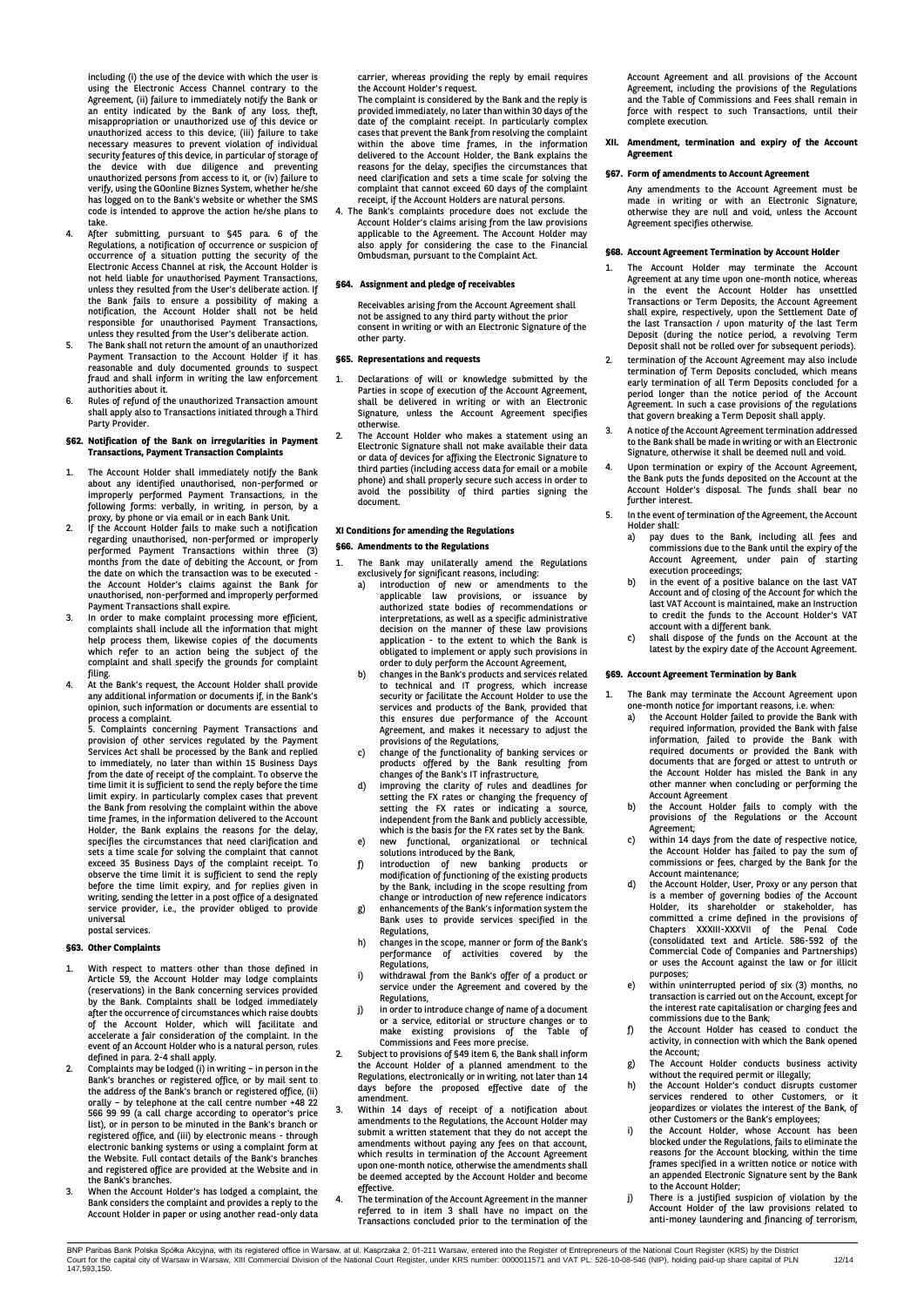including (i) the use of the device with which the user is using the Electronic Access Channel contrary to the Agreement, (ii) failure to immediately notify the Bank or an entity indicated by the Bank of any loss, theft, misappropriation or unauthorized use of this device or unauthorized access to this device, (iii) failure to take necessary measures to prevent violation of individual security features of this device, in particular of storage of the device with due diligence and preventing unauthorized persons from access to it, or (iv) failure to verify, using the GOonline Biznes System, whether he/she has logged on to the Bank's website or whether the SMS code is intended to approve the action he/she plans to take.

4. After submitting, pursuant to §45 para. 6 of the Regulations, a notification of occurrence or suspicion of occurrence of a situation putting the security of the Electronic Access Channel at risk, the Account Holder is not held liable for unauthorised Payment Transactions, unless they resulted from the User's deliberate action. If the Bank fails to ensure a possibility of making a notification, the Account Holder shall not be held responsible for unauthorised Payment Transactions, unless they resulted from the User's deliberate action.
5. The Bank shall not return the amount of an unauthorized Payment Transaction to the Account Holder if it has reasonable and duly documented grounds to suspect fraud and shall inform in writing the law enforcement authorities about it.
6. Rules of refund of the unauthorized Transaction amount shall apply also to Transactions initiated through a Third Party Provider.

**§62. Notification of the Bank on irregularities in Payment Transactions, Payment Transaction Complaints**

1. The Account Holder shall immediately notify the Bank about any identified unauthorised, non-performed or improperly performed Payment Transactions, in the following forms: verbally, in writing, in person, by a proxy, by phone or via email or in each Bank Unit.
2. If the Account Holder fails to make such a notification regarding unauthorised, non-performed or improperly performed Payment Transactions within three (3) months from the date of debiting the Account, or from the date on which the transaction was to be executed - the Account Holder's claims against the Bank for unauthorised, non-performed and improperly performed Payment Transactions shall expire.
3. In order to make complaint processing more efficient, complaints shall include all the information that might help process them, likewise copies of the documents which refer to an action being the subject of the complaint and shall specify the grounds for complaint filing.
4. At the Bank's request, the Account Holder shall provide any additional information or documents if, in the Bank's opinion, such information or documents are essential to process a complaint.

5. Complaints concerning Payment Transactions and provision of other services regulated by the Payment Services Act shall be processed by the Bank and replied to immediately, no later than within 15 Business Days from the date of receipt of the complaint. To observe the time limit it is sufficient to send the reply before the time limit expiry. In particularly complex cases that prevent the Bank from resolving the complaint within the above time frames, in the information delivered to the Account Holder, the Bank explains the reasons for the delay, specifies the circumstances that need clarification and sets a time scale for solving the complaint that cannot exceed 35 Business Days of the complaint receipt. To observe the time limit it is sufficient to send the reply before the time limit expiry, and for replies given in writing, sending the letter in a post office of a designated service provider, i.e., the provider obliged to provide universal postal services.

**§63. Other Complaints**

1. With respect to matters other than those defined in Article 59, the Account Holder may lodge complaints (reservations) in the Bank concerning services provided by the Bank. Complaints shall be lodged immediately after the occurrence of circumstances which raise doubts of the Account Holder, which will facilitate and accelerate a fair consideration of the complaint. In the event of an Account Holder who is a natural person, rules defined in para. 2-4 shall apply.
2. Complaints may be lodged (i) in writing – in person in the Bank's branches or registered office, or by mail sent to the address of the Bank's branch or registered office, (ii) orally – by telephone at the call centre number +48 22 566 99 99 (a call charge according to operator's price list), or in person to be minuted in the Bank's branch or registered office, and (iii) by electronic means - through electronic banking systems or using a complaint form at the Website. Full contact details of the Bank's branches and registered office are provided at the Website and in the Bank's branches.
3. When the Account Holder's has lodged a complaint, the Bank considers the complaint and provides a reply to the Account Holder in paper or using another read-only data carrier, whereas providing the reply by email requires the Account Holder's request.
The complaint is considered by the Bank and the reply is provided immediately, no later than within 30 days of the date of the complaint receipt. In particularly complex cases that prevent the Bank from resolving the complaint within the above time frames, in the information delivered to the Account Holder, the Bank explains the reasons for the delay, specifies the circumstances that need clarification and sets a time scale for solving the complaint that cannot exceed 60 days of the complaint receipt, if the Account Holders are natural persons.
4. The Bank's complaints procedure does not exclude the Account Holder's claims arising from the law provisions applicable to the Agreement. The Account Holder may also apply for considering the case to the Financial Ombudsman, pursuant to the Complaint Act.

**§64. Assignment and pledge of receivables**

Receivables arising from the Account Agreement shall not be assigned to any third party without the prior consent in writing or with an Electronic Signature of the other party.

**§65. Representations and requests**

1. Declarations of will or knowledge submitted by the Parties in scope of execution of the Account Agreement, shall be delivered in writing or with an Electronic Signature, unless the Account Agreement specifies otherwise.
2. The Account Holder who makes a statement using an Electronic Signature shall not make available their data or data of devices for affixing the Electronic Signature to third parties (including access data for email or a mobile phone) and shall properly secure such access in order to avoid the possibility of third parties signing the document.

## XI Conditions for amending the Regulations

**§66. Amendments to the Regulations**

1. The Bank may unilaterally amend the Regulations exclusively for significant reasons, including:
   a) introduction of new or amendments to the applicable law provisions, or issuance by authorized state bodies of recommendations or interpretations, as well as a specific administrative decision on the manner of these law provisions application - to the extent to which the Bank is obligated to implement or apply such provisions in order to duly perform the Account Agreement,
   b) changes in the Bank's products and services related to technical and IT progress, which increase security or facilitate the Account Holder to use the services and products of the Bank, provided that this ensures due performance of the Account Agreement, and makes it necessary to adjust the provisions of the Regulations,
   c) change of the functionality of banking services or products offered by the Bank resulting from changes of the Bank's IT infrastructure,
   d) improving the clarity of rules and deadlines for setting the FX rates or changing the frequency of setting the FX rates or indicating a source, independent from the Bank and publicly accessible, which is the basis for the FX rates set by the Bank.
   e) new functional, organizational or technical solutions introduced by the Bank,
   f) introduction of new banking products or modification of functioning of the existing products by the Bank, including in the scope resulting from change or introduction of new reference indicators
   g) enhancements of the Bank's information system the Bank uses to provide services specified in the Regulations,
   h) changes in the scope, manner or form of the Bank's performance of activities covered by the Regulations,
   i) withdrawal from the Bank's offer of a product or service under the Agreement and covered by the Regulations,
   j) in order to introduce change of name of a document or a service, editorial or structure changes or to make existing provisions of the Table of Commissions and Fees more precise.
2. Subject to provisions of §49 item 6, the Bank shall inform the Account Holder of a planned amendment to the Regulations, electronically or in writing, not later than 14 days before the proposed effective date of the amendment.
3. Within 14 days of receipt of a notification about amendments to the Regulations, the Account Holder may submit a written statement that they do not accept the amendments without paying any fees on that account, which results in termination of the Account Agreement upon one-month notice, otherwise the amendments shall be deemed accepted by the Account Holder and become effective.
4. The termination of the Account Agreement in the manner referred to in item 3 shall have no impact on the Transactions concluded prior to the termination of the Account Agreement and all provisions of the Account Agreement, including the provisions of the Regulations and the Table of Commissions and Fees shall remain in force with respect to such Transactions, until their complete execution.

## XII. Amendment, termination and expiry of the Account Agreement

**§67. Form of amendments to Account Agreement**

Any amendments to the Account Agreement must be made in writing or with an Electronic Signature, otherwise they are null and void, unless the Account Agreement specifies otherwise.

**§68. Account Agreement Termination by Account Holder**

1. The Account Holder may terminate the Account Agreement at any time upon one-month notice, whereas in the event the Account Holder has unsettled Transactions or Term Deposits, the Account Agreement shall expire, respectively, upon the Settlement Date of the last Transaction / upon maturity of the last Term Deposit (during the notice period, a revolving Term Deposit shall not be rolled over for subsequent periods).
2. termination of the Account Agreement may also include termination of Term Deposits concluded, which means early termination of all Term Deposits concluded for a period longer than the notice period of the Account Agreement. In such a case provisions of the regulations that govern breaking a Term Deposit shall apply.
3. A notice of the Account Agreement termination addressed to the Bank shall be made in writing or with an Electronic Signature, otherwise it shall be deemed null and void.
4. Upon termination or expiry of the Account Agreement, the Bank puts the funds deposited on the Account at the Account Holder's disposal. The funds shall bear no further interest.
5. In the event of termination of the Agreement, the Account Holder shall:
   a) pay dues to the Bank, including all fees and commissions due to the Bank until the expiry of the Account Agreement, under pain of starting execution proceedings;
   b) in the event of a positive balance on the last VAT Account and of closing of the Account for which the last VAT Account is maintained, make an Instruction to credit the funds to the Account Holder's VAT account with a different bank.
   c) shall dispose of the funds on the Account at the latest by the expiry date of the Account Agreement.

**§69. Account Agreement Termination by Bank**

1. The Bank may terminate the Account Agreement upon one-month notice for important reasons, i.e. when:
   a) the Account Holder failed to provide the Bank with required information, provided the Bank with false information, failed to provide the Bank with required documents or provided the Bank with documents that are forged or attest to untruth or the Account Holder has misled the Bank in any other manner when concluding or performing the Account Agreement
   b) the Account Holder fails to comply with the provisions of the Regulations or the Account Agreement;
   c) within 14 days from the date of respective notice, the Account Holder has failed to pay the sum of commissions or fees, charged by the Bank for the Account maintenance;
   d) the Account Holder, User, Proxy or any person that is a member of governing bodies of the Account Holder, its shareholder or stakeholder, has committed a crime defined in the provisions of Chapters XXXIII-XXXVII of the Penal Code (consolidated text and Article. 586-592 of the Commercial Code of Companies and Partnerships) or uses the Account against the law or for illicit purposes;
   e) within uninterrupted period of six (3) months, no transaction is carried out on the Account, except for the interest rate capitalisation or charging fees and commissions due to the Bank;
   f) the Account Holder has ceased to conduct the activity, in connection with which the Bank opened the Account;
   g) The Account Holder conducts business activity without the required permit or illegally;
   h) the Account Holder's conduct disrupts customer services rendered to other Customers, or it jeopardizes or violates the interest of the Bank, of other Customers or the Bank's employees;
   i) the Account Holder, whose Account has been blocked under the Regulations, fails to eliminate the reasons for the Account blocking, within the time frames specified in a written notice or notice with an appended Electronic Signature sent by the Bank to the Account Holder;
   j) There is a justified suspicion of violation by the Account Holder of the law provisions related to anti-money laundering and financing of terrorism,

BNP Paribas Bank Polska Spółka Akcyjna, with its registered office in Warsaw, at ul. Kasprzaka 2, 01-211 Warsaw, entered into the Register of Entrepreneurs of the National Court Register (KRS) by the District Court for the capital city of Warsaw in Warsaw, XIII Commercial Division of the National Court Register, under KRS number: 0000011571 and VAT PL: 526-10-08-546 (NIP), holding paid-up share capital of PLN 147,593,150.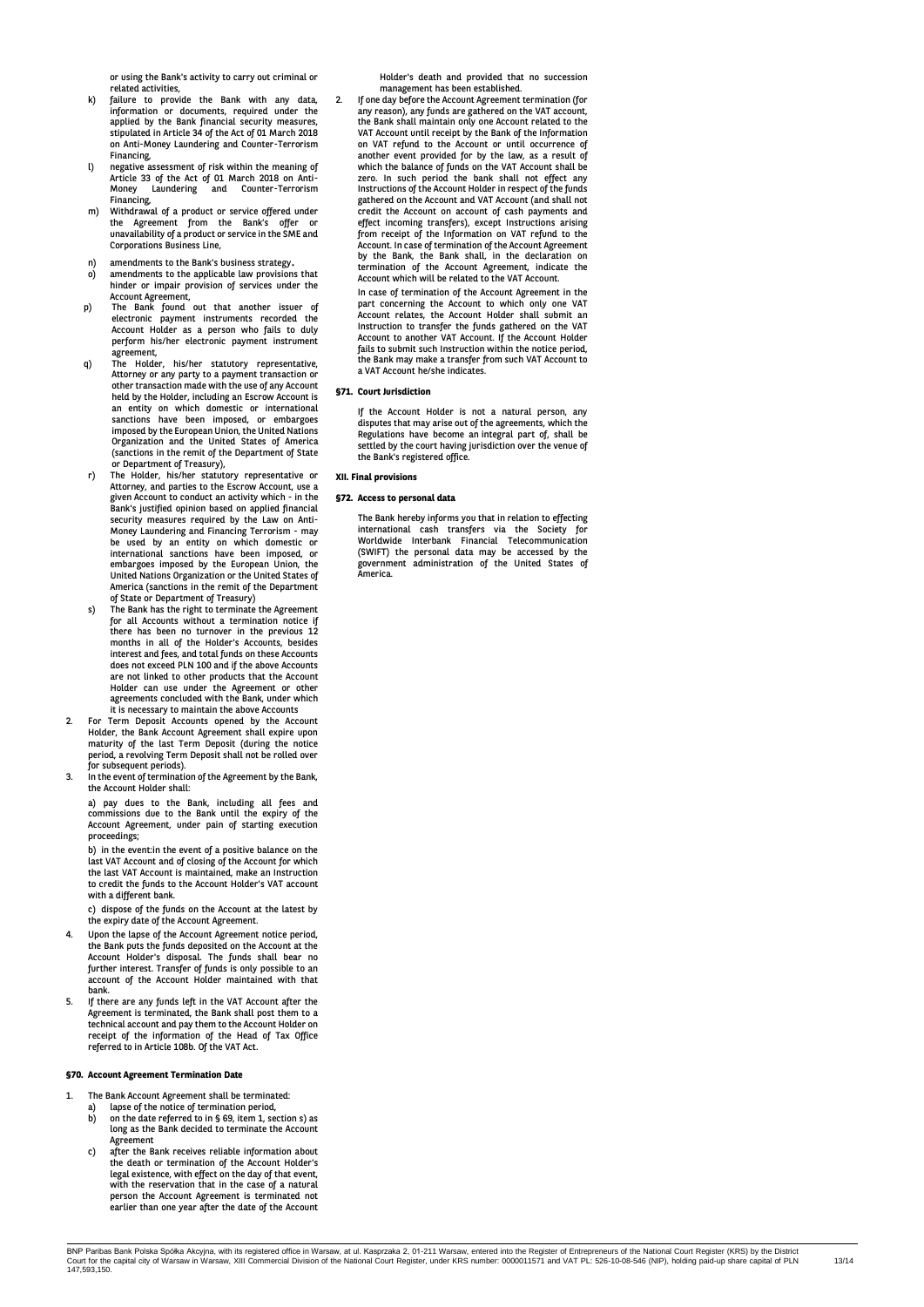or using the Bank's activity to carry out criminal or related activities,

k) failure to provide the Bank with any data, information or documents, required under the applied by the Bank financial security measures, stipulated in Article 34 of the Act of 01 March 2018 on Anti-Money Laundering and Counter-Terrorism Financing,

l) negative assessment of risk within the meaning of Article 33 of the Act of 01 March 2018 on Anti-Money Laundering and Counter-Terrorism Financing,

m) Withdrawal of a product or service offered under the Agreement from the Bank's offer or unavailability of a product or service in the SME and Corporations Business Line,

n) amendments to the Bank's business strategy.

o) amendments to the applicable law provisions that hinder or impair provision of services under the Account Agreement,

p) The Bank found out that another issuer of electronic payment instruments recorded the Account Holder as a person who fails to duly perform his/her electronic payment instrument agreement,

q) The Holder, his/her statutory representative, Attorney or any party to a payment transaction or other transaction made with the use of any Account held by the Holder, including an Escrow Account is an entity on which domestic or international sanctions have been imposed, or embargoes imposed by the European Union, the United Nations Organization and the United States of America (sanctions in the remit of the Department of State or Department of Treasury),

r) The Holder, his/her statutory representative or Attorney, and parties to the Escrow Account, use a given Account to conduct an activity which - in the Bank's justified opinion based on applied financial security measures required by the Law on Anti-Money Laundering and Financing Terrorism - may be used by an entity on which domestic or international sanctions have been imposed, or embargoes imposed by the European Union, the United Nations Organization or the United States of America (sanctions in the remit of the Department of State or Department of Treasury)

s) The Bank has the right to terminate the Agreement for all Accounts without a termination notice if there has been no turnover in the previous 12 months in all of the Holder's Accounts, besides interest and fees, and total funds on these Accounts does not exceed PLN 100 and if the above Accounts are not linked to other products that the Account Holder can use under the Agreement or other agreements concluded with the Bank, under which it is necessary to maintain the above Accounts

2. For Term Deposit Accounts opened by the Account Holder, the Bank Account Agreement shall expire upon maturity of the last Term Deposit (during the notice period, a revolving Term Deposit shall not be rolled over for subsequent periods).

3. In the event of termination of the Agreement by the Bank, the Account Holder shall:

   a) pay dues to the Bank, including all fees and commissions due to the Bank until the expiry of the Account Agreement, under pain of starting execution proceedings;

   b) in the event:in the event of a positive balance on the last VAT Account and of closing of the Account for which the last VAT Account is maintained, make an Instruction to credit the funds to the Account Holder's VAT account with a different bank.

   c) dispose of the funds on the Account at the latest by the expiry date of the Account Agreement.

4. Upon the lapse of the Account Agreement notice period, the Bank puts the funds deposited on the Account at the Account Holder's disposal. The funds shall bear no further interest. Transfer of funds is only possible to an account of the Account Holder maintained with that bank.

5. If there are any funds left in the VAT Account after the Agreement is terminated, the Bank shall post them to a technical account and pay them to the Account Holder on receipt of the information of the Head of Tax Office referred to in Article 108b. Of the VAT Act.

#### §70. Account Agreement Termination Date

1. The Bank Account Agreement shall be terminated:
   a) lapse of the notice of termination period,
   b) on the date referred to in § 69, item 1, section s) as long as the Bank decided to terminate the Account Agreement
   c) after the Bank receives reliable information about the death or termination of the Account Holder's legal existence, with effect on the day of that event, with the reservation that in the case of a natural person the Account Agreement is terminated not earlier than one year after the date of the Account Holder's death and provided that no succession management has been established.

2. If one day before the Account Agreement termination (for any reason), any funds are gathered on the VAT account, the Bank shall maintain only one Account related to the VAT Account until receipt by the Bank of the Information on VAT refund to the Account or until occurrence of another event provided for by the law, as a result of which the balance of funds on the VAT Account shall be zero. In such period the bank shall not effect any Instructions of the Account Holder in respect of the funds gathered on the Account and VAT Account (and shall not credit the Account on account of cash payments and effect incoming transfers), except Instructions arising from receipt of the Information on VAT refund to the Account. In case of termination of the Account Agreement by the Bank, the Bank shall, in the declaration on termination of the Account Agreement, indicate the Account which will be related to the VAT Account.

   In case of termination of the Account Agreement in the part concerning the Account to which only one VAT Account relates, the Account Holder shall submit an Instruction to transfer the funds gathered on the VAT Account to another VAT Account. If the Account Holder fails to submit such Instruction within the notice period, the Bank may make a transfer from such VAT Account to a VAT Account he/she indicates.

#### §71. Court Jurisdiction

If the Account Holder is not a natural person, any disputes that may arise out of the agreements, which the Regulations have become an integral part of, shall be settled by the court having jurisdiction over the venue of the Bank's registered office.

### XII. Final provisions

#### §72. Access to personal data

The Bank hereby informs you that in relation to effecting international cash transfers via the Society for Worldwide Interbank Financial Telecommunication (SWIFT) the personal data may be accessed by the government administration of the United States of America.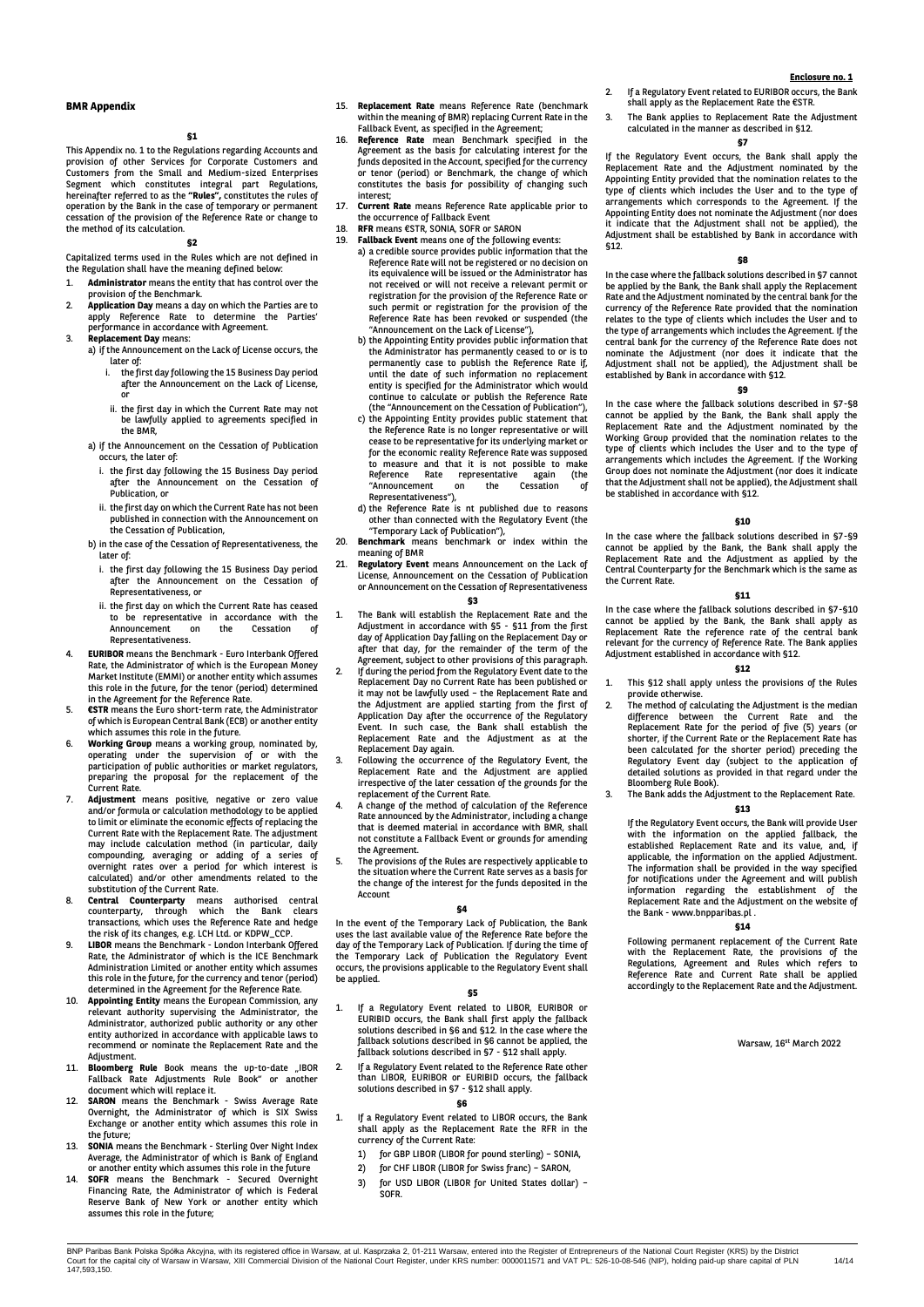**Enclosure no. 1**

**BMR Appendix**

**§1**

This Appendix no. 1 to the Regulations regarding Accounts and provision of other Services for Corporate Customers and Customers from the Small and Medium-sized Enterprises Segment which constitutes integral part Regulations, hereinafter referred to as the **"Rules",** constitutes the rules of operation by the Bank in the case of temporary or permanent cessation of the provision of the Reference Rate or change to the method of its calculation.

**§2**

Capitalized terms used in the Rules which are not defined in the Regulation shall have the meaning defined below:

1. **Administrator** means the entity that has control over the provision of the Benchmark.
2. **Application Day** means a day on which the Parties are to apply Reference Rate to determine the Parties' performance in accordance with Agreement.
3. **Replacement Day** means:
   a) if the Announcement on the Lack of License occurs, the later of:
      i. the first day following the 15 Business Day period after the Announcement on the Lack of License, or
      ii. the first day in which the Current Rate may not be lawfully applied to agreements specified in the BMR,
   a) if the Announcement on the Cessation of Publication occurs, the later of:
      i. the first day following the 15 Business Day period after the Announcement on the Cessation of Publication, or
      ii. the first day on which the Current Rate has not been published in connection with the Announcement on the Cessation of Publication,
   b) in the case of the Cessation of Representativeness, the later of:
      i. the first day following the 15 Business Day period after the Announcement on the Cessation of Representativeness, or
      ii. the first day on which the Current Rate has ceased to be representative in accordance with the Announcement on the Cessation of Representativeness.
4. **EURIBOR** means the Benchmark - Euro Interbank Offered Rate, the Administrator of which is the European Money Market Institute (EMMI) or another entity which assumes this role in the future, for the tenor (period) determined in the Agreement for the Reference Rate.
5. **€STR** means the Euro short-term rate, the Administrator of which is European Central Bank (ECB) or another entity which assumes this role in the future.
6. **Working Group** means a working group, nominated by, operating under the supervision of or with the participation of public authorities or market regulators, preparing the proposal for the replacement of the Current Rate.
7. **Adjustment** means positive, negative or zero value and/or formula or calculation methodology to be applied to limit or eliminate the economic effects of replacing the Current Rate with the Replacement Rate. The adjustment may include calculation method (in particular, daily compounding, averaging or adding of a series of overnight rates over a period for which interest is calculated) and/or other amendments related to the substitution of the Current Rate.
8. **Central Counterparty** means authorised central counterparty, through which the Bank clears transactions, which uses the Reference Rate and hedge the risk of its changes, e.g. LCH Ltd. or KDPW_CCP.
9. **LIBOR** means the Benchmark - London Interbank Offered Rate, the Administrator of which is the ICE Benchmark Administration Limited or another entity which assumes this role in the future, for the currency and tenor (period) determined in the Agreement for the Reference Rate.
10. **Appointing Entity** means the European Commission, any relevant authority supervising the Administrator, the Administrator, authorized public authority or any other entity authorized in accordance with applicable laws to recommend or nominate the Replacement Rate and the Adjustment.
11. **Bloomberg Rule** Book means the up-to-date „IBOR Fallback Rate Adjustments Rule Book" or another document which will replace it.
12. **SARON** means the Benchmark - Swiss Average Rate Overnight, the Administrator of which is SIX Swiss Exchange or another entity which assumes this role in the future;
13. **SONIA** means the Benchmark - Sterling Over Night Index Average, the Administrator of which is Bank of England or another entity which assumes this role in the future
14. **SOFR** means the Benchmark - Secured Overnight Financing Rate, the Administrator of which is Federal Reserve Bank of New York or another entity which assumes this role in the future;
15. **Replacement Rate** means Reference Rate (benchmark within the meaning of BMR) replacing Current Rate in the Fallback Event, as specified in the Agreement;
16. **Reference Rate** mean Benchmark specified in the Agreement as the basis for calculating interest for the funds deposited in the Account, specified for the currency or tenor (period) or Benchmark, the change of which constitutes the basis for possibility of changing such interest;
17. **Current Rate** means Reference Rate applicable prior to the occurrence of Fallback Event
18. **RFR** means €STR, SONIA, SOFR or SARON
19. **Fallback Event** means one of the following events:
    a) a credible source provides public information that the Reference Rate will not be registered or no decision on its equivalence will be issued or the Administrator has not received or will not receive a relevant permit or registration for the provision of the Reference Rate or such permit or registration for the provision of the Reference Rate has been revoked or suspended (the "Announcement on the Lack of License"),
    b) the Appointing Entity provides public information that the Administrator has permanently ceased to or is to permanently case to publish the Reference Rate if, until the date of such information no replacement entity is specified for the Administrator which would continue to calculate or publish the Reference Rate (the "Announcement on the Cessation of Publication"),
    c) the Appointing Entity provides public statement that the Reference Rate is no longer representative or will cease to be representative for its underlying market or for the economic reality Reference Rate was supposed to measure and that it is not possible to make Reference Rate representative again (the "Announcement on the Cessation of Representativeness"),
    d) the Reference Rate is nt published due to reasons other than connected with the Regulatory Event (the "Temporary Lack of Publication"),
20. **Benchmark** means benchmark or index within the meaning of BMR
21. **Regulatory Event** means Announcement on the Lack of License, Announcement on the Cessation of Publication or Announcement on the Cessation of Representativeness

**§3**

1. The Bank will establish the Replacement Rate and the Adjustment in accordance with §5 - §11 from the first day of Application Day falling on the Replacement Day or after that day, for the remainder of the term of the Agreement, subject to other provisions of this paragraph.
2. If during the period from the Regulatory Event date to the Replacement Day no Current Rate has been published or it may not be lawfully used – the Replacement Rate and the Adjustment are applied starting from the first of Application Day after the occurrence of the Regulatory Event. In such case, the Bank shall establish the Replacement Rate and the Adjustment as at the Replacement Day again.
3. Following the occurrence of the Regulatory Event, the Replacement Rate and the Adjustment are applied irrespective of the later cessation of the grounds for the replacement of the Current Rate.
4. A change of the method of calculation of the Reference Rate announced by the Administrator, including a change that is deemed material in accordance with BMR, shall not constitute a Fallback Event or grounds for amending the Agreement.
5. The provisions of the Rules are respectively applicable to the situation where the Current Rate serves as a basis for the change of the interest for the funds deposited in the Account

**§4**

In the event of the Temporary Lack of Publication, the Bank uses the last available value of the Reference Rate before the day of the Temporary Lack of Publication. If during the time of the Temporary Lack of Publication the Regulatory Event occurs, the provisions applicable to the Regulatory Event shall be applied.

**§5**

1. If a Regulatory Event related to LIBOR, EURIBOR or EURIBID occurs, the Bank shall first apply the fallback solutions described in §6 and §12. In the case where the fallback solutions described in §6 cannot be applied, the fallback solutions described in §7 - §12 shall apply.
2. If a Regulatory Event related to the Reference Rate other than LIBOR, EURIBOR or EURIBID occurs, the fallback solutions described in §7 - §12 shall apply.

**§6**

1. If a Regulatory Event related to LIBOR occurs, the Bank shall apply as the Replacement Rate the RFR in the currency of the Current Rate:
   1) for GBP LIBOR (LIBOR for pound sterling) – SONIA,
   2) for CHF LIBOR (LIBOR for Swiss franc) – SARON,
   3) for USD LIBOR (LIBOR for United States dollar) – SOFR.
2. If a Regulatory Event related to EURIBOR occurs, the Bank shall apply as the Replacement Rate the €STR.
3. The Bank applies to Replacement Rate the Adjustment calculated in the manner as described in §12.

**§7**

If the Regulatory Event occurs, the Bank shall apply the Replacement Rate and the Adjustment nominated by the Appointing Entity provided that the nomination relates to the type of clients which includes the User and to the type of arrangements which corresponds to the Agreement. If the Appointing Entity does not nominate the Adjustment (nor does it indicate that the Adjustment shall not be applied), the Adjustment shall be established by Bank in accordance with §12.

**§8**

In the case where the fallback solutions described in §7 cannot be applied by the Bank, the Bank shall apply the Replacement Rate and the Adjustment nominated by the central bank for the currency of the Reference Rate provided that the nomination relates to the type of clients which includes the User and to the type of arrangements which includes the Agreement. If the central bank for the currency of the Reference Rate does not nominate the Adjustment (nor does it indicate that the Adjustment shall not be applied), the Adjustment shall be established by Bank in accordance with §12.

**§9**

In the case where the fallback solutions described in §7-§8 cannot be applied by the Bank, the Bank shall apply the Replacement Rate and the Adjustment nominated by the Working Group provided that the nomination relates to the type of clients which includes the User and to the type of arrangements which includes the Agreement. If the Working Group does not nominate the Adjustment (nor does it indicate that the Adjustment shall not be applied), the Adjustment shall be stablished in accordance with §12.

**§10**

In the case where the fallback solutions described in §7-§9 cannot be applied by the Bank, the Bank shall apply the Replacement Rate and the Adjustment as applied by the Central Counterparty for the Benchmark which is the same as the Current Rate.

**§11**

In the case where the fallback solutions described in §7-§10 cannot be applied by the Bank, the Bank shall apply as Replacement Rate the reference rate of the central bank relevant for the currency of Reference Rate. The Bank applies Adjustment established in accordance with §12.

**§12**

1. This §12 shall apply unless the provisions of the Rules provide otherwise.
2. The method of calculating the Adjustment is the median difference between the Current Rate and the Replacement Rate for the period of five (5) years (or shorter, if the Current Rate or the Replacement Rate has been calculated for the shorter period) preceding the Regulatory Event day (subject to the application of detailed solutions as provided in that regard under the Bloomberg Rule Book).
3. The Bank adds the Adjustment to the Replacement Rate.

**§13**

If the Regulatory Event occurs, the Bank will provide User with the information on the applied fallback, the established Replacement Rate and its value, and, if applicable, the information on the applied Adjustment. The information shall be provided in the way specified for notifications under the Agreement and will publish information regarding the establishment of the Replacement Rate and the Adjustment on the website of the Bank - www.bnpparibas.pl .

**§14**

Following permanent replacement of the Current Rate with the Replacement Rate, the provisions of the Regulations, Agreement and Rules which refers to Reference Rate and Current Rate shall be applied accordingly to the Replacement Rate and the Adjustment.

Warsaw, 16[st] March 2022

BNP Paribas Bank Polska Spółka Akcyjna, with its registered office in Warsaw, at ul. Kasprzaka 2, 01-211 Warsaw, entered into the Register of Entrepreneurs of the National Court Register (KRS) by the District Court for the capital city of Warsaw in Warsaw, XIII Commercial Division of the National Court Register, under KRS number: 0000011571 and VAT PL: 526-10-08-546 (NIP), holding paid-up share capital of PLN 147,593,150.